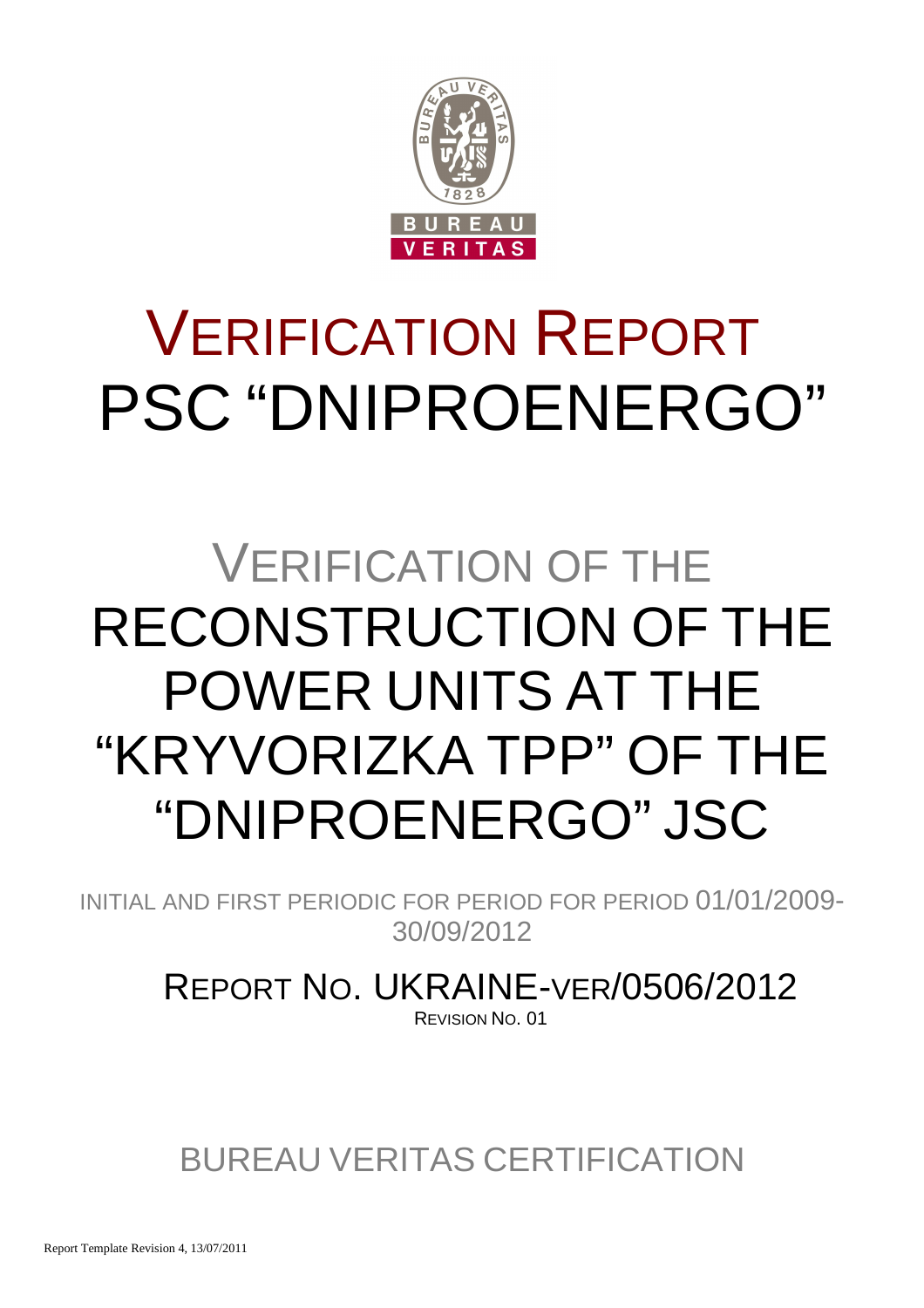# VERIFICATION REPORT PSC "DNIPROENERGO"

## VERIFICATION OF THE RECONSTRUCTION OF THE POWER UNITS AT THE "KRYVORIZKA TPP" OF THE "DNIPROENERGO" JSC

INITIAL AND FIRST PERIODIC FOR PERIOD FOR PERIOD 01/01/2009-30/09/2012

REPORT NO. UKRAINE-VER/0506/2012

REVISION NO. 01

BUREAU VERITAS CERTIFICATION

Report Template Revision 4, 13/07/2011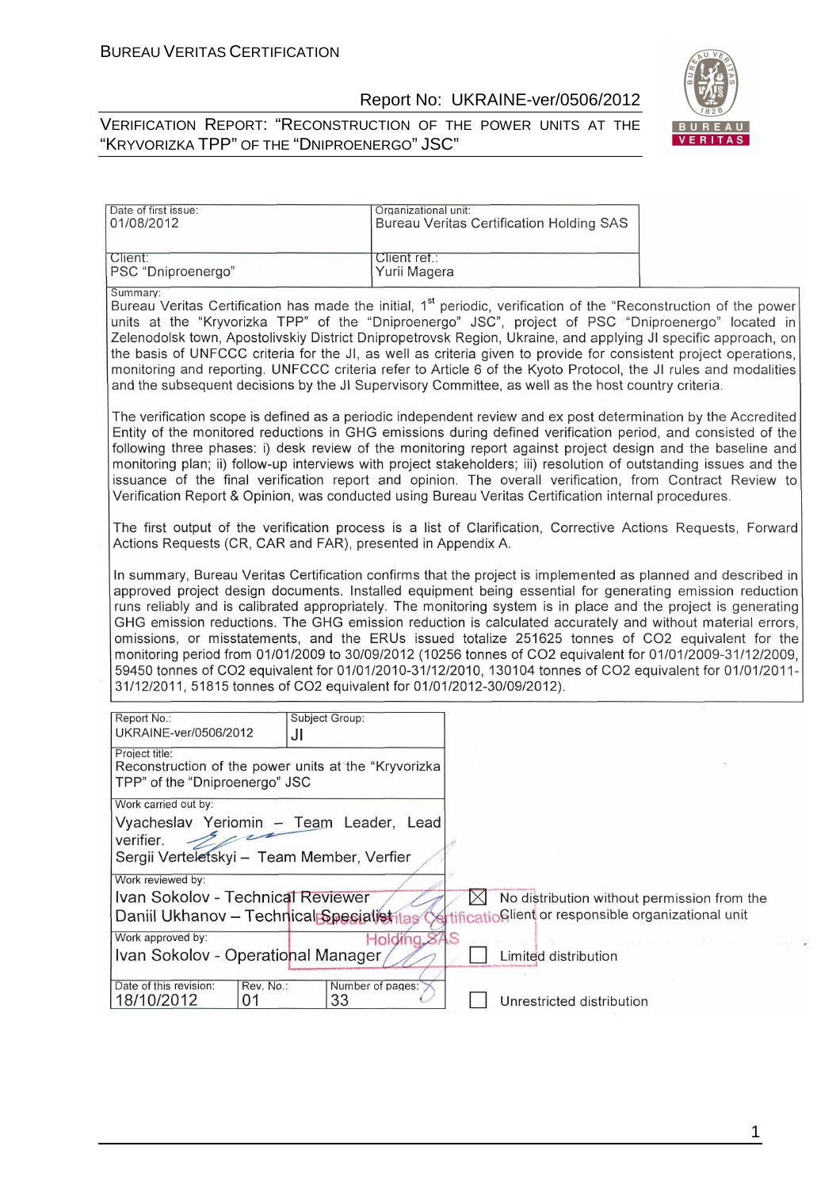| Date of first issue: 01/08/2012 | Organizational unit: Bureau Veritas Certification Holding SAS |
|---|---|
| Client: PSC "Dniproenergo" | Client ref.: Yurii Magera |

Summary:

Bureau Veritas Certification has made the initial, 1st periodic, verification of the "Reconstruction of the power units at the "Kryvorizka TPP" of the "Dniproenergo" JSC", project of PSC "Dniproenergo" located in Zelenodolsk town, Apostolivskiy District Dnipropetrovsk Region, Ukraine, and applying JI specific approach, on the basis of UNFCCC criteria for the JI, as well as criteria given to provide for consistent project operations, monitoring and reporting. UNFCCC criteria refer to Article 6 of the Kyoto Protocol, the JI rules and modalities and the subsequent decisions by the JI Supervisory Committee, as well as the host country criteria.

The verification scope is defined as a periodic independent review and ex post determination by the Accredited Entity of the monitored reductions in GHG emissions during defined verification period, and consisted of the following three phases: i) desk review of the monitoring report against project design and the baseline and monitoring plan; ii) follow-up interviews with project stakeholders; iii) resolution of outstanding issues and the issuance of the final verification report and opinion. The overall verification, from Contract Review to Verification Report & Opinion, was conducted using Bureau Veritas Certification internal procedures.

The first output of the verification process is a list of Clarification, Corrective Actions Requests, Forward Actions Requests (CR, CAR and FAR), presented in Appendix A.

In summary, Bureau Veritas Certification confirms that the project is implemented as planned and described in approved project design documents. Installed equipment being essential for generating emission reduction runs reliably and is calibrated appropriately. The monitoring system is in place and the project is generating GHG emission reductions. The GHG emission reduction is calculated accurately and without material errors, omissions, or misstatements, and the ERUs issued totalize 251625 tonnes of CO2 equivalent for the monitoring period from 01/01/2009 to 30/09/2012 (10256 tonnes of CO2 equivalent for 01/01/2009-31/12/2009, 59450 tonnes of CO2 equivalent for 01/01/2010-31/12/2010, 130104 tonnes of CO2 equivalent for 01/01/2011-31/12/2011, 51815 tonnes of CO2 equivalent for 01/01/2012-30/09/2012).

| Report No.: UKRAINE-ver/0506/2012 | Subject Group: JI | |
|---|---|---|
| Project title: Reconstruction of the power units at the "Kryvorizka TPP" of the "Dniproenergo" JSC | | |
| Work carried out by: Vyacheslav Yeriomin – Team Leader, Lead verifier. Sergii Verteletskyi – Team Member, Verfier | | |
| Work reviewed by: Ivan Sokolov - Technical Reviewer, Daniil Ukhanov – Technical Specialist | | |
| Work approved by: Ivan Sokolov - Operational Manager | | |
| Date of this revision: 18/10/2012 | Rev. No.: 01 | Number of pages: 33 |

☒ No distribution without permission from the Client or responsible organizational unit

☐ Limited distribution

☐ Unrestricted distribution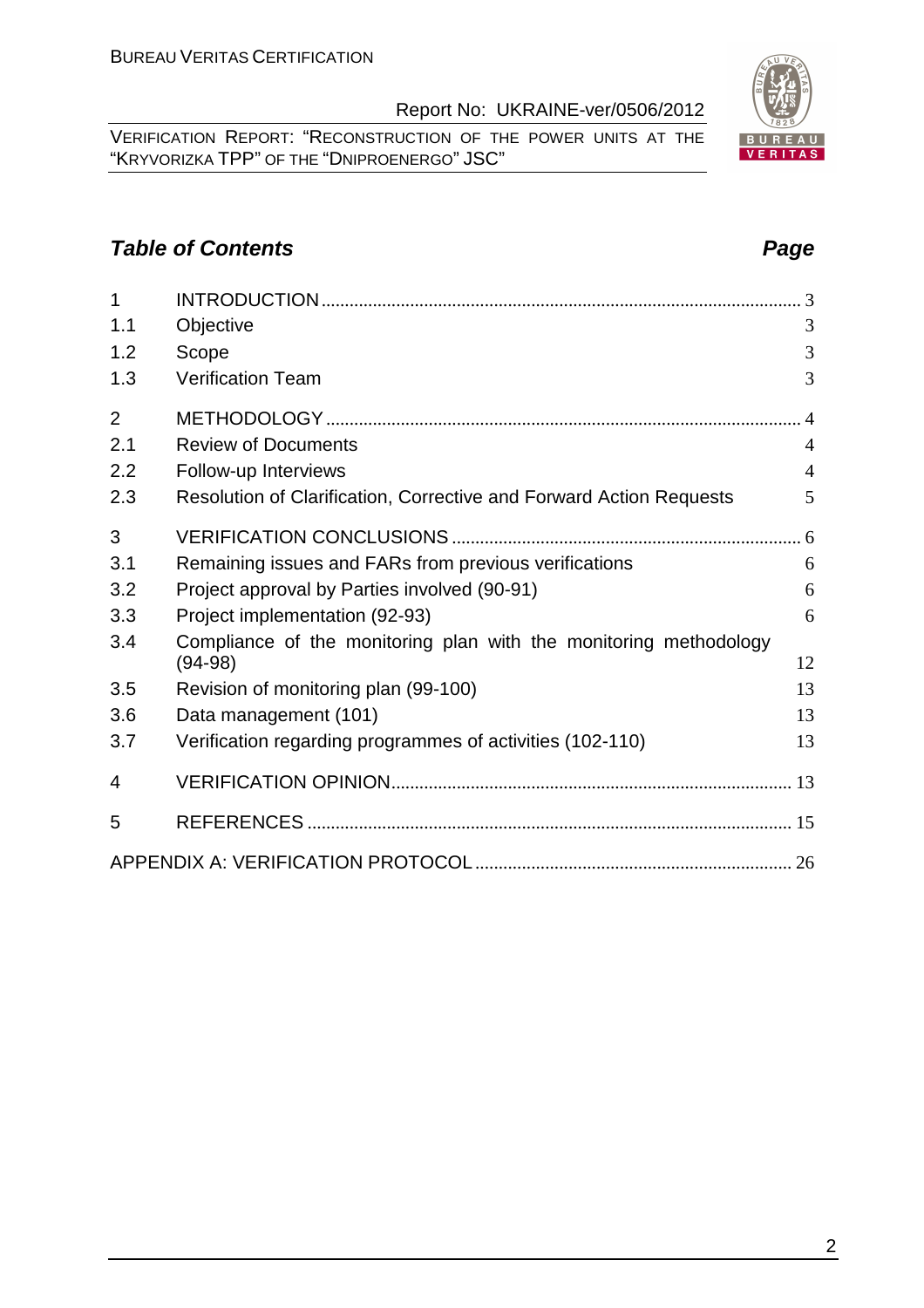## *Table of Contents* *Page*

| | | |
|---|---|---|
| 1 | INTRODUCTION | 3 |
| 1.1 | Objective | 3 |
| 1.2 | Scope | 3 |
| 1.3 | Verification Team | 3 |
| 2 | METHODOLOGY | 4 |
| 2.1 | Review of Documents | 4 |
| 2.2 | Follow-up Interviews | 4 |
| 2.3 | Resolution of Clarification, Corrective and Forward Action Requests | 5 |
| 3 | VERIFICATION CONCLUSIONS | 6 |
| 3.1 | Remaining issues and FARs from previous verifications | 6 |
| 3.2 | Project approval by Parties involved (90-91) | 6 |
| 3.3 | Project implementation (92-93) | 6 |
| 3.4 | Compliance of the monitoring plan with the monitoring methodology (94-98) | 12 |
| 3.5 | Revision of monitoring plan (99-100) | 13 |
| 3.6 | Data management (101) | 13 |
| 3.7 | Verification regarding programmes of activities (102-110) | 13 |
| 4 | VERIFICATION OPINION | 13 |
| 5 | REFERENCES | 15 |
| | APPENDIX A: VERIFICATION PROTOCOL | 26 |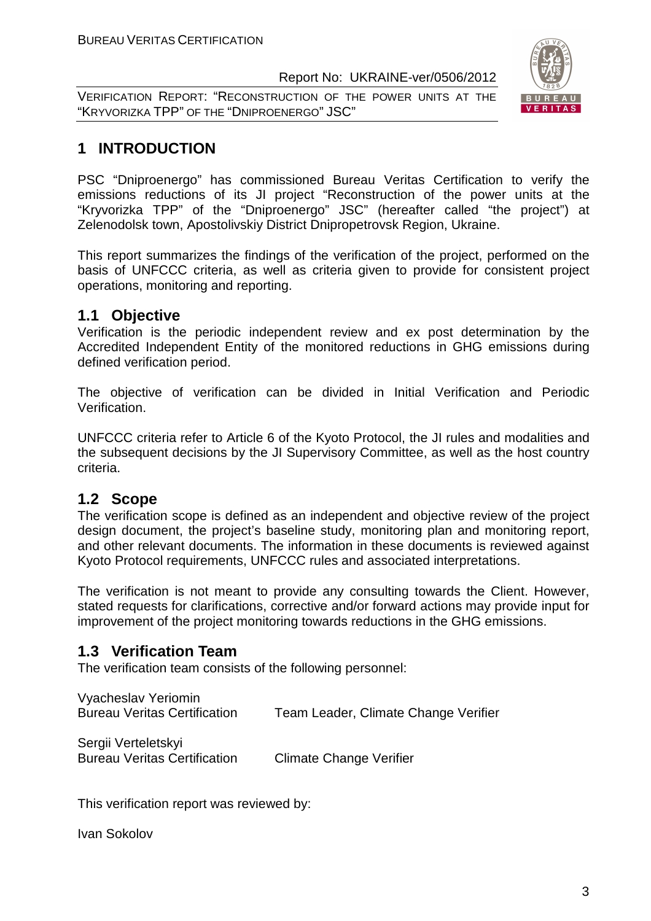# 1 INTRODUCTION

PSC "Dniproenergo" has commissioned Bureau Veritas Certification to verify the emissions reductions of its JI project "Reconstruction of the power units at the "Kryvorizka TPP" of the "Dniproenergo" JSC" (hereafter called "the project") at Zelenodolsk town, Apostolivskiy District Dnipropetrovsk Region, Ukraine.

This report summarizes the findings of the verification of the project, performed on the basis of UNFCCC criteria, as well as criteria given to provide for consistent project operations, monitoring and reporting.

## 1.1 Objective

Verification is the periodic independent review and ex post determination by the Accredited Independent Entity of the monitored reductions in GHG emissions during defined verification period.

The objective of verification can be divided in Initial Verification and Periodic Verification.

UNFCCC criteria refer to Article 6 of the Kyoto Protocol, the JI rules and modalities and the subsequent decisions by the JI Supervisory Committee, as well as the host country criteria.

## 1.2 Scope

The verification scope is defined as an independent and objective review of the project design document, the project's baseline study, monitoring plan and monitoring report, and other relevant documents. The information in these documents is reviewed against Kyoto Protocol requirements, UNFCCC rules and associated interpretations.

The verification is not meant to provide any consulting towards the Client. However, stated requests for clarifications, corrective and/or forward actions may provide input for improvement of the project monitoring towards reductions in the GHG emissions.

## 1.3 Verification Team

The verification team consists of the following personnel:

Vyacheslav Yeriomin
Bureau Veritas Certification — Team Leader, Climate Change Verifier

Sergii Verteletskyi
Bureau Veritas Certification — Climate Change Verifier

This verification report was reviewed by:

Ivan Sokolov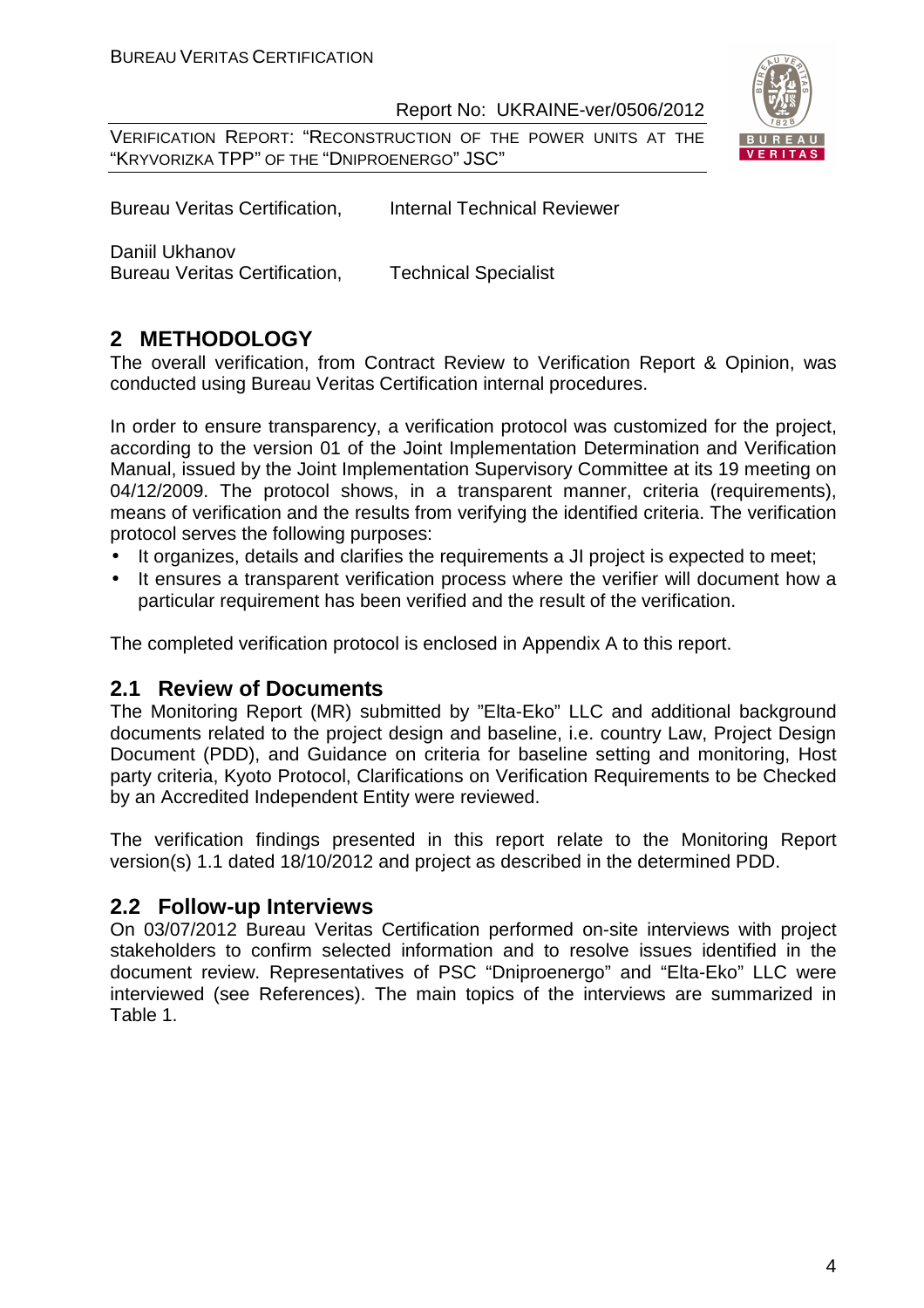Bureau Veritas Certification, Internal Technical Reviewer

Daniil Ukhanov
Bureau Veritas Certification, Technical Specialist

## 2 METHODOLOGY

The overall verification, from Contract Review to Verification Report & Opinion, was conducted using Bureau Veritas Certification internal procedures.

In order to ensure transparency, a verification protocol was customized for the project, according to the version 01 of the Joint Implementation Determination and Verification Manual, issued by the Joint Implementation Supervisory Committee at its 19 meeting on 04/12/2009. The protocol shows, in a transparent manner, criteria (requirements), means of verification and the results from verifying the identified criteria. The verification protocol serves the following purposes:

- It organizes, details and clarifies the requirements a JI project is expected to meet;
- It ensures a transparent verification process where the verifier will document how a particular requirement has been verified and the result of the verification.

The completed verification protocol is enclosed in Appendix A to this report.

### 2.1 Review of Documents

The Monitoring Report (MR) submitted by "Elta-Eko" LLC and additional background documents related to the project design and baseline, i.e. country Law, Project Design Document (PDD), and Guidance on criteria for baseline setting and monitoring, Host party criteria, Kyoto Protocol, Clarifications on Verification Requirements to be Checked by an Accredited Independent Entity were reviewed.

The verification findings presented in this report relate to the Monitoring Report version(s) 1.1 dated 18/10/2012 and project as described in the determined PDD.

### 2.2 Follow-up Interviews

On 03/07/2012 Bureau Veritas Certification performed on-site interviews with project stakeholders to confirm selected information and to resolve issues identified in the document review. Representatives of PSC "Dniproenergo" and "Elta-Eko" LLC were interviewed (see References). The main topics of the interviews are summarized in Table 1.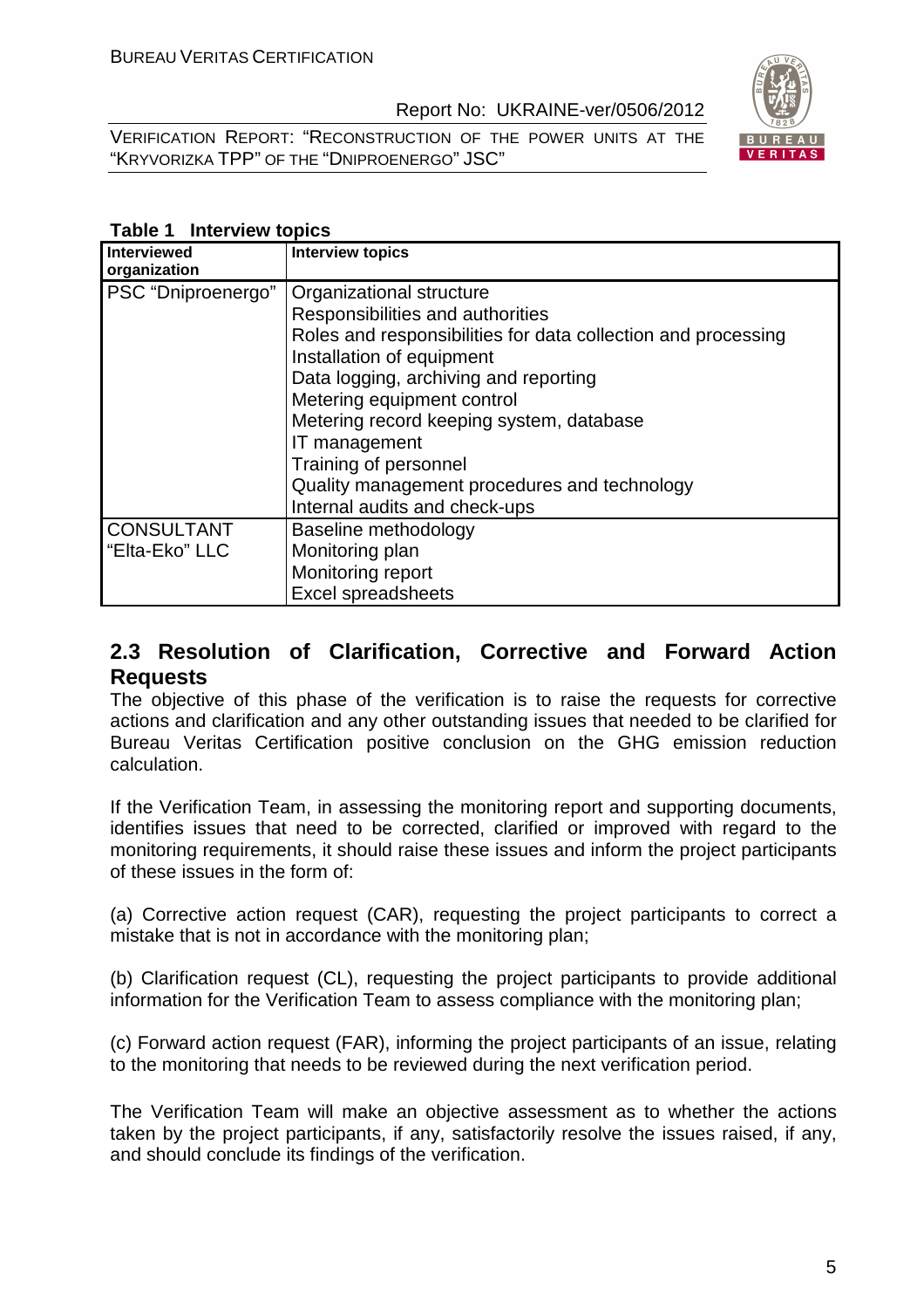**Table 1 Interview topics**

| Interviewed organization | Interview topics |
|---|---|
| PSC "Dniproenergo" | Organizational structure<br>Responsibilities and authorities<br>Roles and responsibilities for data collection and processing<br>Installation of equipment<br>Data logging, archiving and reporting<br>Metering equipment control<br>Metering record keeping system, database<br>IT management<br>Training of personnel<br>Quality management procedures and technology<br>Internal audits and check-ups |
| CONSULTANT "Elta-Eko" LLC | Baseline methodology<br>Monitoring plan<br>Monitoring report<br>Excel spreadsheets |

## 2.3 Resolution of Clarification, Corrective and Forward Action Requests

The objective of this phase of the verification is to raise the requests for corrective actions and clarification and any other outstanding issues that needed to be clarified for Bureau Veritas Certification positive conclusion on the GHG emission reduction calculation.

If the Verification Team, in assessing the monitoring report and supporting documents, identifies issues that need to be corrected, clarified or improved with regard to the monitoring requirements, it should raise these issues and inform the project participants of these issues in the form of:

(a) Corrective action request (CAR), requesting the project participants to correct a mistake that is not in accordance with the monitoring plan;

(b) Clarification request (CL), requesting the project participants to provide additional information for the Verification Team to assess compliance with the monitoring plan;

(c) Forward action request (FAR), informing the project participants of an issue, relating to the monitoring that needs to be reviewed during the next verification period.

The Verification Team will make an objective assessment as to whether the actions taken by the project participants, if any, satisfactorily resolve the issues raised, if any, and should conclude its findings of the verification.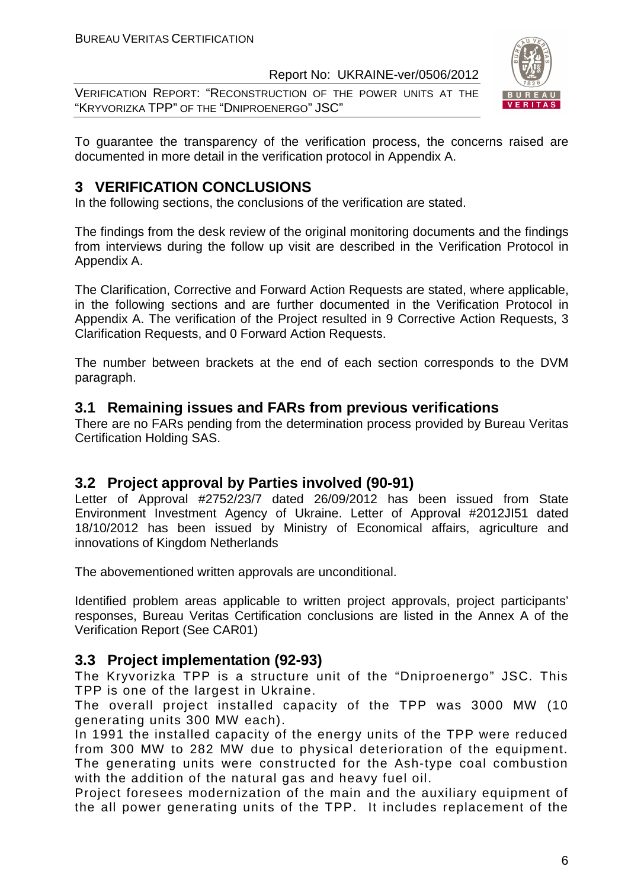To guarantee the transparency of the verification process, the concerns raised are documented in more detail in the verification protocol in Appendix A.

# 3 VERIFICATION CONCLUSIONS

In the following sections, the conclusions of the verification are stated.

The findings from the desk review of the original monitoring documents and the findings from interviews during the follow up visit are described in the Verification Protocol in Appendix A.

The Clarification, Corrective and Forward Action Requests are stated, where applicable, in the following sections and are further documented in the Verification Protocol in Appendix A. The verification of the Project resulted in 9 Corrective Action Requests, 3 Clarification Requests, and 0 Forward Action Requests.

The number between brackets at the end of each section corresponds to the DVM paragraph.

## 3.1 Remaining issues and FARs from previous verifications

There are no FARs pending from the determination process provided by Bureau Veritas Certification Holding SAS.

## 3.2 Project approval by Parties involved (90-91)

Letter of Approval #2752/23/7 dated 26/09/2012 has been issued from State Environment Investment Agency of Ukraine. Letter of Approval #2012JI51 dated 18/10/2012 has been issued by Ministry of Economical affairs, agriculture and innovations of Kingdom Netherlands

The abovementioned written approvals are unconditional.

Identified problem areas applicable to written project approvals, project participants' responses, Bureau Veritas Certification conclusions are listed in the Annex A of the Verification Report (See CAR01)

## 3.3 Project implementation (92-93)

The Kryvorizka TPP is a structure unit of the "Dniproenergo" JSC. This TPP is one of the largest in Ukraine.

The overall project installed capacity of the TPP was 3000 MW (10 generating units 300 MW each).

In 1991 the installed capacity of the energy units of the TPP were reduced from 300 MW to 282 MW due to physical deterioration of the equipment. The generating units were constructed for the Ash-type coal combustion with the addition of the natural gas and heavy fuel oil.

Project foresees modernization of the main and the auxiliary equipment of the all power generating units of the TPP. It includes replacement of the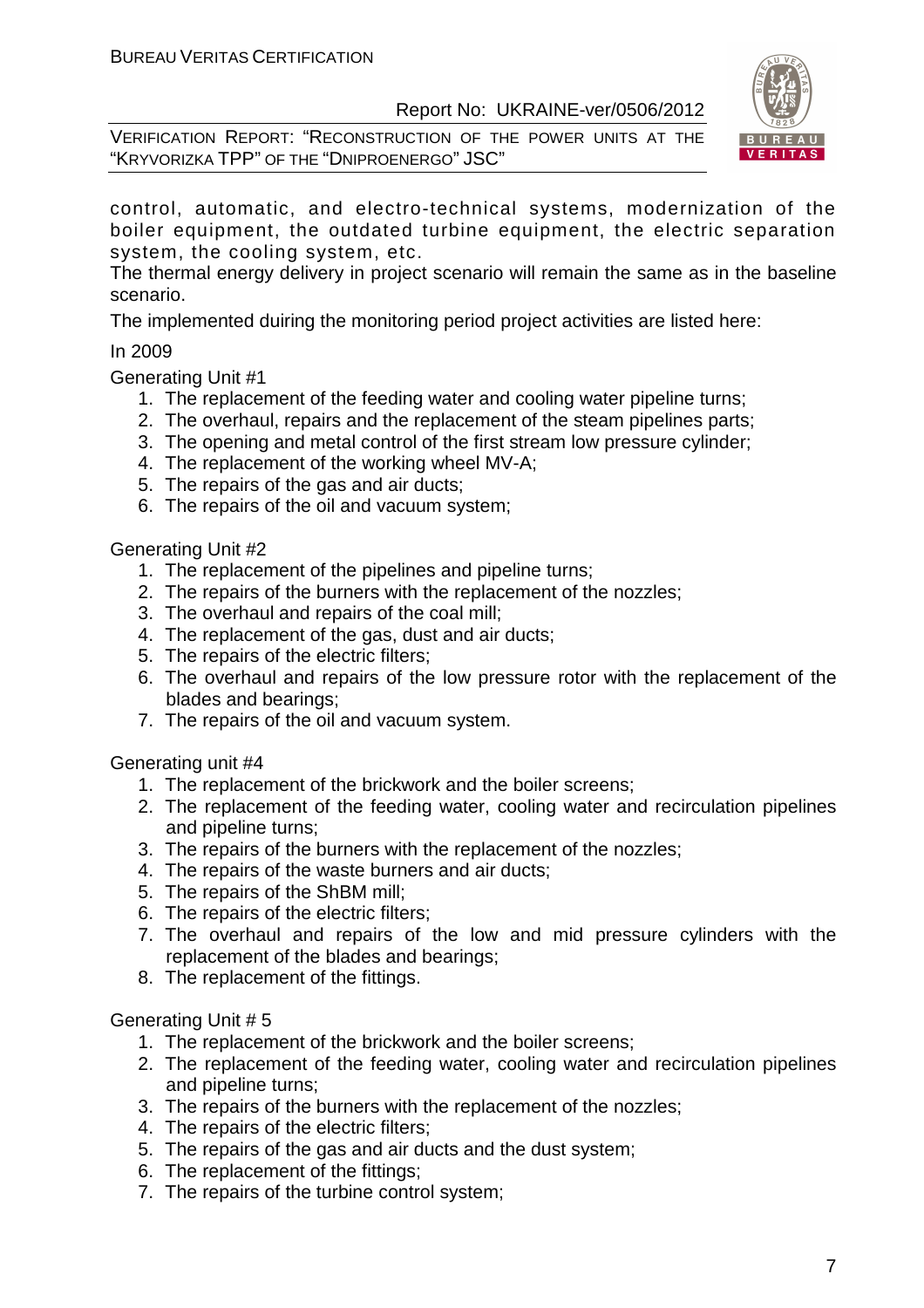control, automatic, and electro-technical systems, modernization of the boiler equipment, the outdated turbine equipment, the electric separation system, the cooling system, etc.

The thermal energy delivery in project scenario will remain the same as in the baseline scenario.

The implemented duiring the monitoring period project activities are listed here:

In 2009

Generating Unit #1

1. The replacement of the feeding water and cooling water pipeline turns;
2. The overhaul, repairs and the replacement of the steam pipelines parts;
3. The opening and metal control of the first stream low pressure cylinder;
4. The replacement of the working wheel MV-A;
5. The repairs of the gas and air ducts;
6. The repairs of the oil and vacuum system;

Generating Unit #2

1. The replacement of the pipelines and pipeline turns;
2. The repairs of the burners with the replacement of the nozzles;
3. The overhaul and repairs of the coal mill;
4. The replacement of the gas, dust and air ducts;
5. The repairs of the electric filters;
6. The overhaul and repairs of the low pressure rotor with the replacement of the blades and bearings;
7. The repairs of the oil and vacuum system.

Generating unit #4

1. The replacement of the brickwork and the boiler screens;
2. The replacement of the feeding water, cooling water and recirculation pipelines and pipeline turns;
3. The repairs of the burners with the replacement of the nozzles;
4. The repairs of the waste burners and air ducts;
5. The repairs of the ShBM mill;
6. The repairs of the electric filters;
7. The overhaul and repairs of the low and mid pressure cylinders with the replacement of the blades and bearings;
8. The replacement of the fittings.

Generating Unit # 5

1. The replacement of the brickwork and the boiler screens;
2. The replacement of the feeding water, cooling water and recirculation pipelines and pipeline turns;
3. The repairs of the burners with the replacement of the nozzles;
4. The repairs of the electric filters;
5. The repairs of the gas and air ducts and the dust system;
6. The replacement of the fittings;
7. The repairs of the turbine control system;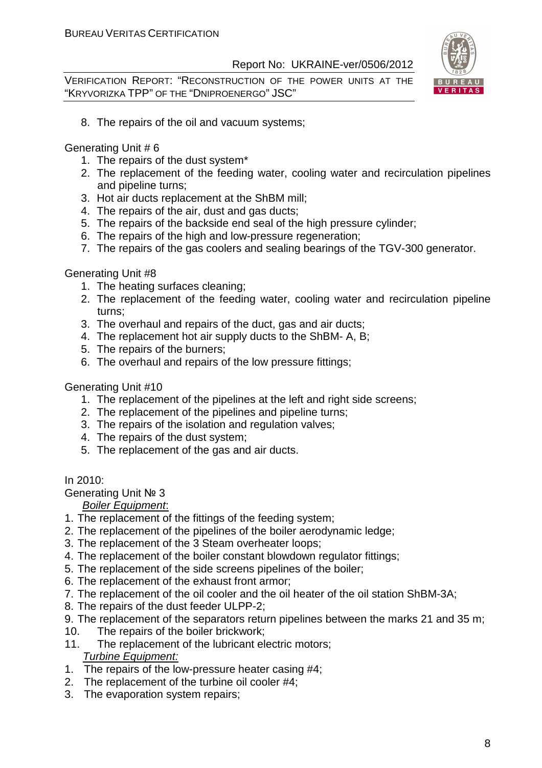8. The repairs of the oil and vacuum systems;

Generating Unit # 6

1. The repairs of the dust system*
2. The replacement of the feeding water, cooling water and recirculation pipelines and pipeline turns;
3. Hot air ducts replacement at the ShBM mill;
4. The repairs of the air, dust and gas ducts;
5. The repairs of the backside end seal of the high pressure cylinder;
6. The repairs of the high and low-pressure regeneration;
7. The repairs of the gas coolers and sealing bearings of the TGV-300 generator.

Generating Unit #8

1. The heating surfaces cleaning;
2. The replacement of the feeding water, cooling water and recirculation pipeline turns;
3. The overhaul and repairs of the duct, gas and air ducts;
4. The replacement hot air supply ducts to the ShBM- A, B;
5. The repairs of the burners;
6. The overhaul and repairs of the low pressure fittings;

Generating Unit #10

1. The replacement of the pipelines at the left and right side screens;
2. The replacement of the pipelines and pipeline turns;
3. The repairs of the isolation and regulation valves;
4. The repairs of the dust system;
5. The replacement of the gas and air ducts.

In 2010:

Generating Unit № 3

*Boiler Equipment*:

1. The replacement of the fittings of the feeding system;
2. The replacement of the pipelines of the boiler aerodynamic ledge;
3. The replacement of the 3 Steam overheater loops;
4. The replacement of the boiler constant blowdown regulator fittings;
5. The replacement of the side screens pipelines of the boiler;
6. The replacement of the exhaust front armor;
7. The replacement of the oil cooler and the oil heater of the oil station ShBM-3A;
8. The repairs of the dust feeder ULPP-2;
9. The replacement of the separators return pipelines between the marks 21 and 35 m;
10. The repairs of the boiler brickwork;
11. The replacement of the lubricant electric motors;

*Turbine Equipment:*

1. The repairs of the low-pressure heater casing #4;
2. The replacement of the turbine oil cooler #4;
3. The evaporation system repairs;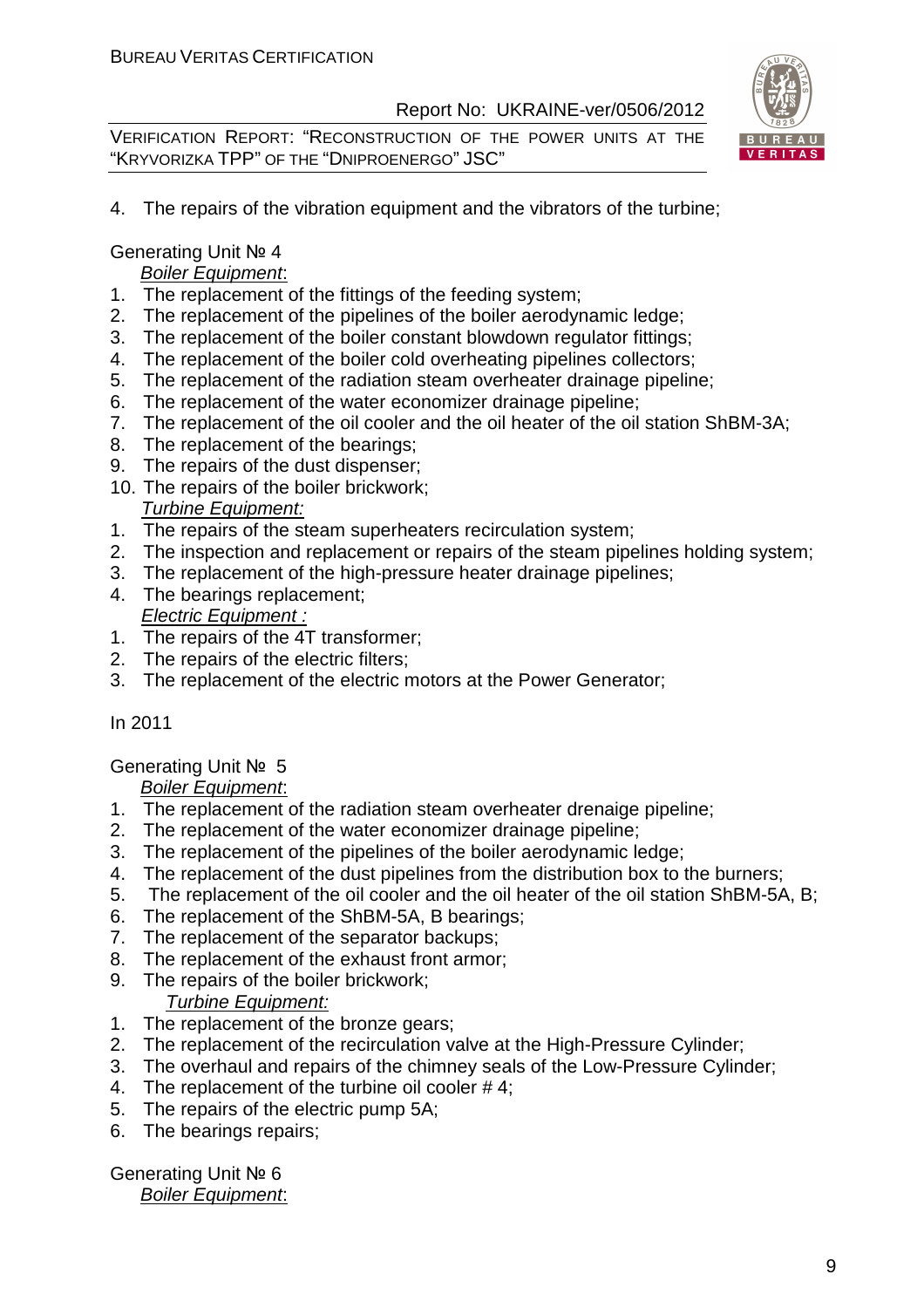4. The repairs of the vibration equipment and the vibrators of the turbine;

Generating Unit № 4

*Boiler Equipment*:

1. The replacement of the fittings of the feeding system;
2. The replacement of the pipelines of the boiler aerodynamic ledge;
3. The replacement of the boiler constant blowdown regulator fittings;
4. The replacement of the boiler cold overheating pipelines collectors;
5. The replacement of the radiation steam overheater drainage pipeline;
6. The replacement of the water economizer drainage pipeline;
7. The replacement of the oil cooler and the oil heater of the oil station ShBM-3A;
8. The replacement of the bearings;
9. The repairs of the dust dispenser;
10. The repairs of the boiler brickwork;

*Turbine Equipment:*

1. The repairs of the steam superheaters recirculation system;
2. The inspection and replacement or repairs of the steam pipelines holding system;
3. The replacement of the high-pressure heater drainage pipelines;
4. The bearings replacement;

*Electric Equipment :*

1. The repairs of the 4T transformer;
2. The repairs of the electric filters;
3. The replacement of the electric motors at the Power Generator;

In 2011

Generating Unit № 5

*Boiler Equipment*:

1. The replacement of the radiation steam overheater drenaige pipeline;
2. The replacement of the water economizer drainage pipeline;
3. The replacement of the pipelines of the boiler aerodynamic ledge;
4. The replacement of the dust pipelines from the distribution box to the burners;
5. The replacement of the oil cooler and the oil heater of the oil station ShBM-5A, B;
6. The replacement of the ShBM-5A, B bearings;
7. The replacement of the separator backups;
8. The replacement of the exhaust front armor;
9. The repairs of the boiler brickwork;

*Turbine Equipment:*

1. The replacement of the bronze gears;
2. The replacement of the recirculation valve at the High-Pressure Cylinder;
3. The overhaul and repairs of the chimney seals of the Low-Pressure Cylinder;
4. The replacement of the turbine oil cooler # 4;
5. The repairs of the electric pump 5A;
6. The bearings repairs;

Generating Unit № 6

*Boiler Equipment*: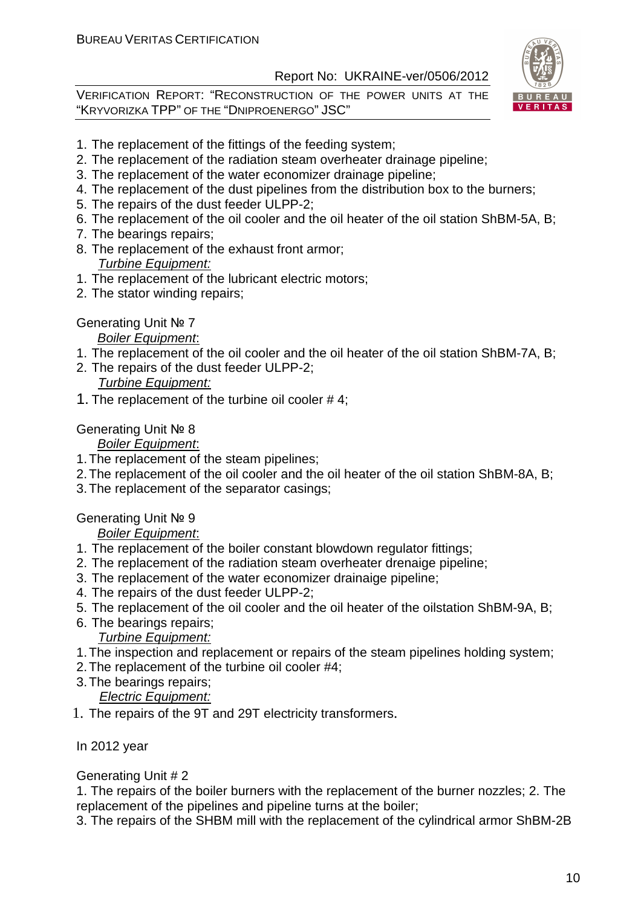1. The replacement of the fittings of the feeding system;
2. The replacement of the radiation steam overheater drainage pipeline;
3. The replacement of the water economizer drainage pipeline;
4. The replacement of the dust pipelines from the distribution box to the burners;
5. The repairs of the dust feeder ULPP-2;
6. The replacement of the oil cooler and the oil heater of the oil station ShBM-5A, B;
7. The bearings repairs;
8. The replacement of the exhaust front armor;

*Turbine Equipment:*

1. The replacement of the lubricant electric motors;
2. The stator winding repairs;

Generating Unit № 7

*Boiler Equipment*:

1. The replacement of the oil cooler and the oil heater of the oil station ShBM-7A, B;
2. The repairs of the dust feeder ULPP-2;

*Turbine Equipment:*

1. The replacement of the turbine oil cooler # 4;

Generating Unit № 8

*Boiler Equipment*:

1. The replacement of the steam pipelines;
2. The replacement of the oil cooler and the oil heater of the oil station ShBM-8A, B;
3. The replacement of the separator casings;

Generating Unit № 9

*Boiler Equipment*:

1. The replacement of the boiler constant blowdown regulator fittings;
2. The replacement of the radiation steam overheater drenaige pipeline;
3. The replacement of the water economizer drainaige pipeline;
4. The repairs of the dust feeder ULPP-2;
5. The replacement of the oil cooler and the oil heater of the oilstation ShBM-9A, B;
6. The bearings repairs;

*Turbine Equipment:*

1. The inspection and replacement or repairs of the steam pipelines holding system;
2. The replacement of the turbine oil cooler #4;
3. The bearings repairs;

*Electric Equipment:*

1. The repairs of the 9T and 29T electricity transformers.

In 2012 year

Generating Unit # 2

1. The repairs of the boiler burners with the replacement of the burner nozzles; 2. The replacement of the pipelines and pipeline turns at the boiler;
3. The repairs of the SHBM mill with the replacement of the cylindrical armor ShBM-2B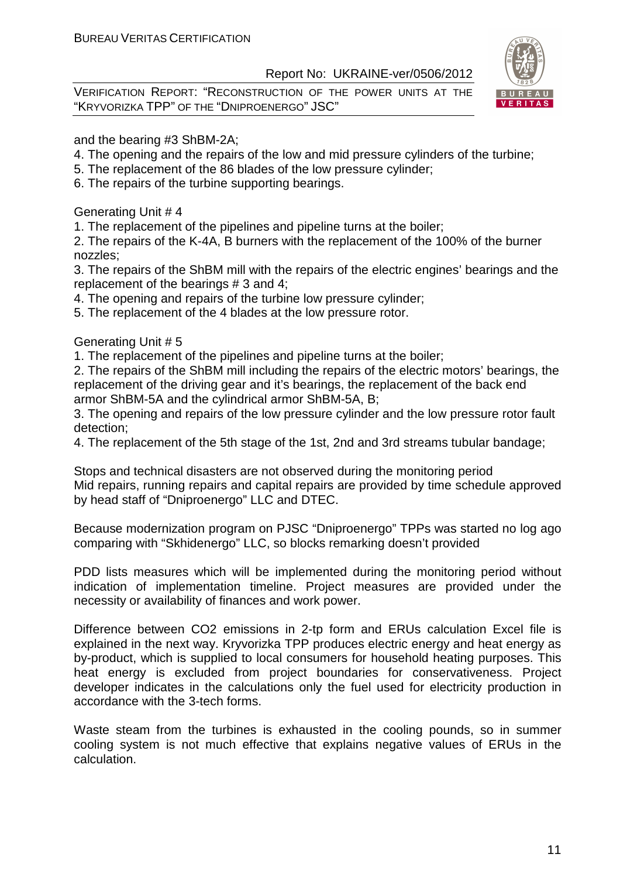and the bearing #3 ShBM-2A;

4. The opening and the repairs of the low and mid pressure cylinders of the turbine;
5. The replacement of the 86 blades of the low pressure cylinder;
6. The repairs of the turbine supporting bearings.

Generating Unit # 4

1. The replacement of the pipelines and pipeline turns at the boiler;
2. The repairs of the K-4A, B burners with the replacement of the 100% of the burner nozzles;
3. The repairs of the ShBM mill with the repairs of the electric engines' bearings and the replacement of the bearings # 3 and 4;
4. The opening and repairs of the turbine low pressure cylinder;
5. The replacement of the 4 blades at the low pressure rotor.

Generating Unit # 5

1. The replacement of the pipelines and pipeline turns at the boiler;
2. The repairs of the ShBM mill including the repairs of the electric motors' bearings, the replacement of the driving gear and it's bearings, the replacement of the back end armor ShBM-5A and the cylindrical armor ShBM-5A, B;
3. The opening and repairs of the low pressure cylinder and the low pressure rotor fault detection;
4. The replacement of the 5th stage of the 1st, 2nd and 3rd streams tubular bandage;

Stops and technical disasters are not observed during the monitoring period
Mid repairs, running repairs and capital repairs are provided by time schedule approved by head staff of "Dniproenergo" LLC and DTEC.

Because modernization program on PJSC "Dniproenergo" TPPs was started no log ago comparing with "Skhidenergo" LLC, so blocks remarking doesn't provided

PDD lists measures which will be implemented during the monitoring period without indication of implementation timeline. Project measures are provided under the necessity or availability of finances and work power.

Difference between CO2 emissions in 2-tp form and ERUs calculation Excel file is explained in the next way. Kryvorizka TPP produces electric energy and heat energy as by-product, which is supplied to local consumers for household heating purposes. This heat energy is excluded from project boundaries for conservativeness. Project developer indicates in the calculations only the fuel used for electricity production in accordance with the 3-tech forms.

Waste steam from the turbines is exhausted in the cooling pounds, so in summer cooling system is not much effective that explains negative values of ERUs in the calculation.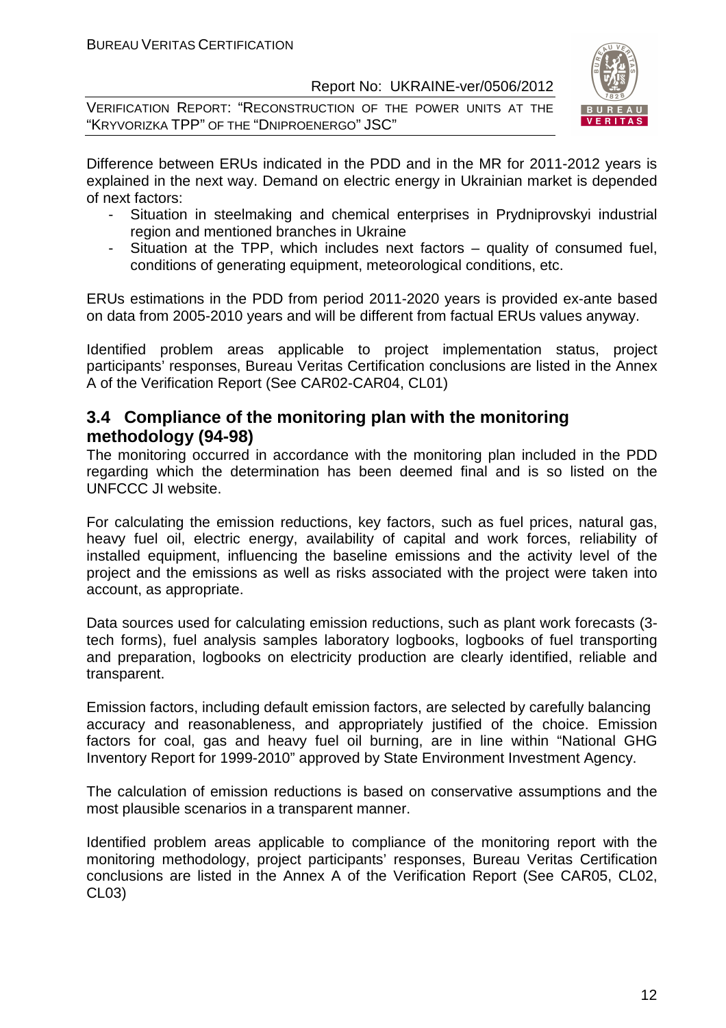Difference between ERUs indicated in the PDD and in the MR for 2011-2012 years is explained in the next way. Demand on electric energy in Ukrainian market is depended of next factors:

- Situation in steelmaking and chemical enterprises in Prydniprovskyi industrial region and mentioned branches in Ukraine
- Situation at the TPP, which includes next factors – quality of consumed fuel, conditions of generating equipment, meteorological conditions, etc.

ERUs estimations in the PDD from period 2011-2020 years is provided ex-ante based on data from 2005-2010 years and will be different from factual ERUs values anyway.

Identified problem areas applicable to project implementation status, project participants' responses, Bureau Veritas Certification conclusions are listed in the Annex A of the Verification Report (See CAR02-CAR04, CL01)

## 3.4 Compliance of the monitoring plan with the monitoring methodology (94-98)

The monitoring occurred in accordance with the monitoring plan included in the PDD regarding which the determination has been deemed final and is so listed on the UNFCCC JI website.

For calculating the emission reductions, key factors, such as fuel prices, natural gas, heavy fuel oil, electric energy, availability of capital and work forces, reliability of installed equipment, influencing the baseline emissions and the activity level of the project and the emissions as well as risks associated with the project were taken into account, as appropriate.

Data sources used for calculating emission reductions, such as plant work forecasts (3-tech forms), fuel analysis samples laboratory logbooks, logbooks of fuel transporting and preparation, logbooks on electricity production are clearly identified, reliable and transparent.

Emission factors, including default emission factors, are selected by carefully balancing accuracy and reasonableness, and appropriately justified of the choice. Emission factors for coal, gas and heavy fuel oil burning, are in line within "National GHG Inventory Report for 1999-2010" approved by State Environment Investment Agency.

The calculation of emission reductions is based on conservative assumptions and the most plausible scenarios in a transparent manner.

Identified problem areas applicable to compliance of the monitoring report with the monitoring methodology, project participants' responses, Bureau Veritas Certification conclusions are listed in the Annex A of the Verification Report (See CAR05, CL02, CL03)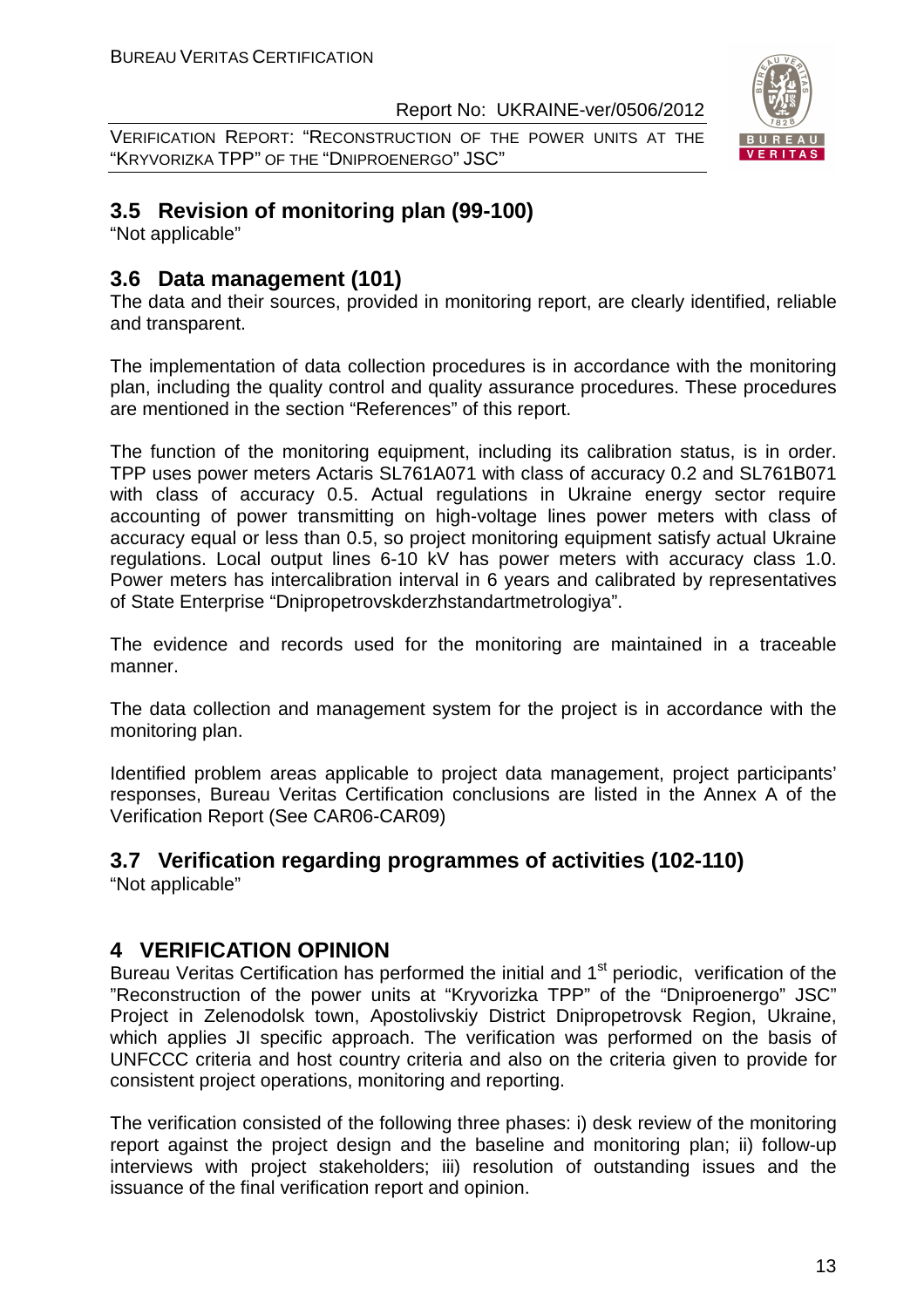## 3.5 Revision of monitoring plan (99-100)

"Not applicable"

## 3.6 Data management (101)

The data and their sources, provided in monitoring report, are clearly identified, reliable and transparent.

The implementation of data collection procedures is in accordance with the monitoring plan, including the quality control and quality assurance procedures. These procedures are mentioned in the section "References" of this report.

The function of the monitoring equipment, including its calibration status, is in order. TPP uses power meters Actaris SL761A071 with class of accuracy 0.2 and SL761B071 with class of accuracy 0.5. Actual regulations in Ukraine energy sector require accounting of power transmitting on high-voltage lines power meters with class of accuracy equal or less than 0.5, so project monitoring equipment satisfy actual Ukraine regulations. Local output lines 6-10 kV has power meters with accuracy class 1.0. Power meters has intercalibration interval in 6 years and calibrated by representatives of State Enterprise "Dnipropetrovskderzhstandartmetrologiya".

The evidence and records used for the monitoring are maintained in a traceable manner.

The data collection and management system for the project is in accordance with the monitoring plan.

Identified problem areas applicable to project data management, project participants' responses, Bureau Veritas Certification conclusions are listed in the Annex A of the Verification Report (See CAR06-CAR09)

## 3.7 Verification regarding programmes of activities (102-110)

"Not applicable"

# 4 VERIFICATION OPINION

Bureau Veritas Certification has performed the initial and 1st periodic, verification of the "Reconstruction of the power units at "Kryvorizka TPP" of the "Dniproenergo" JSC" Project in Zelenodolsk town, Apostolivskiy District Dnipropetrovsk Region, Ukraine, which applies JI specific approach. The verification was performed on the basis of UNFCCC criteria and host country criteria and also on the criteria given to provide for consistent project operations, monitoring and reporting.

The verification consisted of the following three phases: i) desk review of the monitoring report against the project design and the baseline and monitoring plan; ii) follow-up interviews with project stakeholders; iii) resolution of outstanding issues and the issuance of the final verification report and opinion.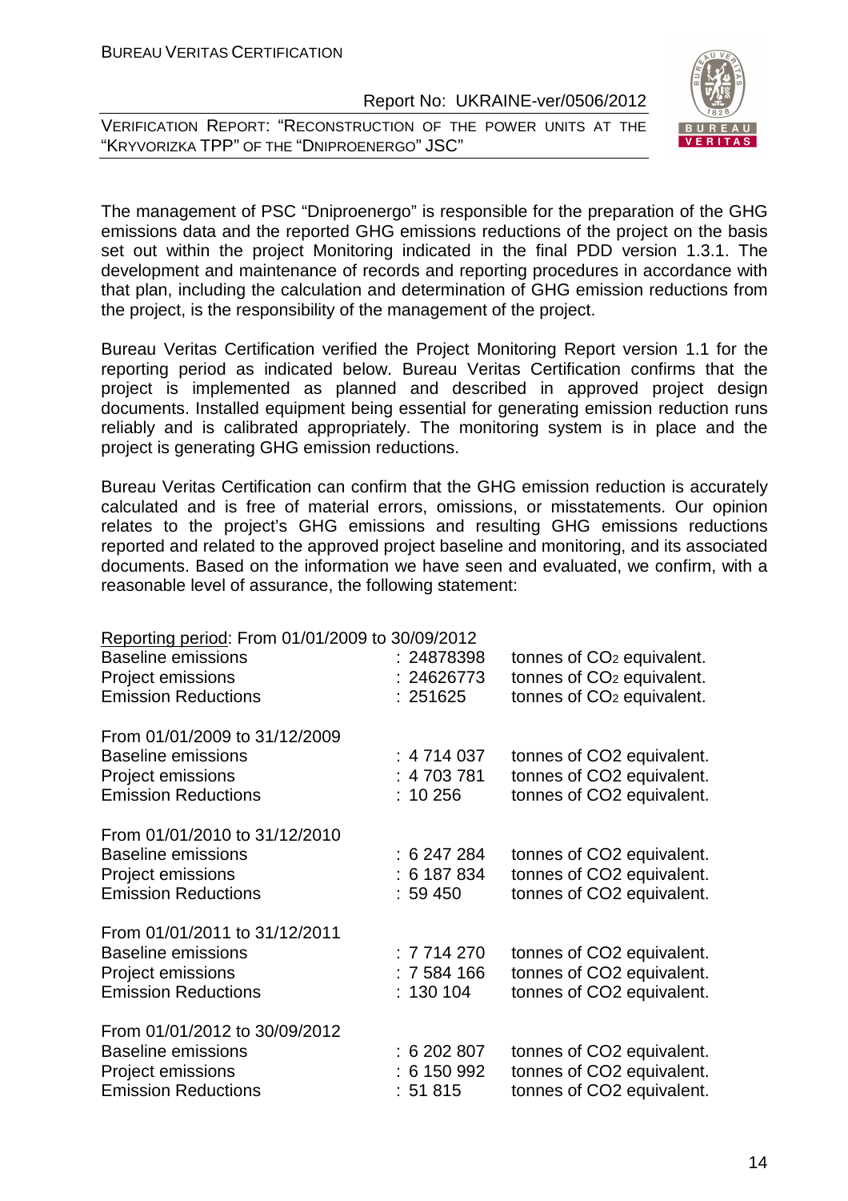The management of PSC "Dniproenergo" is responsible for the preparation of the GHG emissions data and the reported GHG emissions reductions of the project on the basis set out within the project Monitoring indicated in the final PDD version 1.3.1. The development and maintenance of records and reporting procedures in accordance with that plan, including the calculation and determination of GHG emission reductions from the project, is the responsibility of the management of the project.

Bureau Veritas Certification verified the Project Monitoring Report version 1.1 for the reporting period as indicated below. Bureau Veritas Certification confirms that the project is implemented as planned and described in approved project design documents. Installed equipment being essential for generating emission reduction runs reliably and is calibrated appropriately. The monitoring system is in place and the project is generating GHG emission reductions.

Bureau Veritas Certification can confirm that the GHG emission reduction is accurately calculated and is free of material errors, omissions, or misstatements. Our opinion relates to the project's GHG emissions and resulting GHG emissions reductions reported and related to the approved project baseline and monitoring, and its associated documents. Based on the information we have seen and evaluated, we confirm, with a reasonable level of assurance, the following statement:

<u>Reporting period</u>: From 01/01/2009 to 30/09/2012

| | | |
|---|---|---|
| Baseline emissions | : 24878398 | tonnes of $CO_2$ equivalent. |
| Project emissions | : 24626773 | tonnes of $CO_2$ equivalent. |
| Emission Reductions | : 251625 | tonnes of $CO_2$ equivalent. |

From 01/01/2009 to 31/12/2009

| | | |
|---|---|---|
| Baseline emissions | : 4 714 037 | tonnes of CO2 equivalent. |
| Project emissions | : 4 703 781 | tonnes of CO2 equivalent. |
| Emission Reductions | : 10 256 | tonnes of CO2 equivalent. |

From 01/01/2010 to 31/12/2010

| | | |
|---|---|---|
| Baseline emissions | : 6 247 284 | tonnes of CO2 equivalent. |
| Project emissions | : 6 187 834 | tonnes of CO2 equivalent. |
| Emission Reductions | : 59 450 | tonnes of CO2 equivalent. |

From 01/01/2011 to 31/12/2011

| | | |
|---|---|---|
| Baseline emissions | : 7 714 270 | tonnes of CO2 equivalent. |
| Project emissions | : 7 584 166 | tonnes of CO2 equivalent. |
| Emission Reductions | : 130 104 | tonnes of CO2 equivalent. |

From 01/01/2012 to 30/09/2012

| | | |
|---|---|---|
| Baseline emissions | : 6 202 807 | tonnes of CO2 equivalent. |
| Project emissions | : 6 150 992 | tonnes of CO2 equivalent. |
| Emission Reductions | : 51 815 | tonnes of CO2 equivalent. |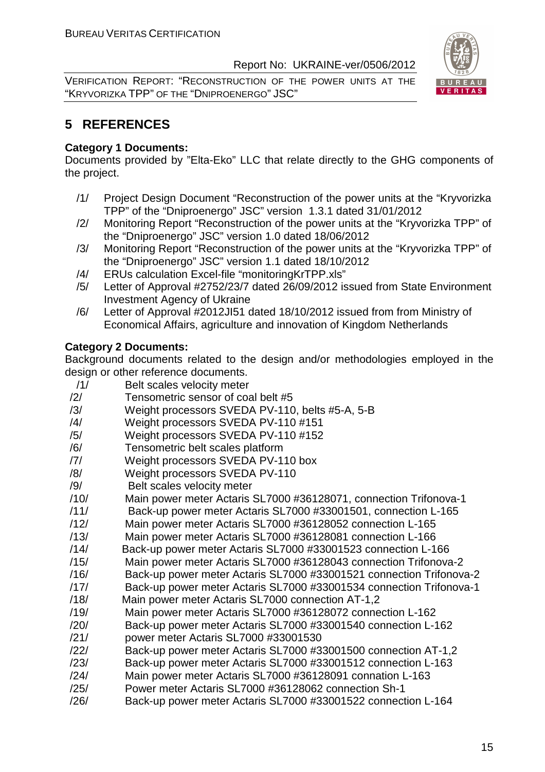# 5 REFERENCES

**Category 1 Documents:**

Documents provided by "Elta-Eko" LLC that relate directly to the GHG components of the project.

/1/ Project Design Document "Reconstruction of the power units at the "Kryvorizka TPP" of the "Dniproenergo" JSC" version 1.3.1 dated 31/01/2012

/2/ Monitoring Report "Reconstruction of the power units at the "Kryvorizka TPP" of the "Dniproenergo" JSC" version 1.0 dated 18/06/2012

/3/ Monitoring Report "Reconstruction of the power units at the "Kryvorizka TPP" of the "Dniproenergo" JSC" version 1.1 dated 18/10/2012

/4/ ERUs calculation Excel-file "monitoringKrTPP.xls"

/5/ Letter of Approval #2752/23/7 dated 26/09/2012 issued from State Environment Investment Agency of Ukraine

/6/ Letter of Approval #2012JI51 dated 18/10/2012 issued from from Ministry of Economical Affairs, agriculture and innovation of Kingdom Netherlands

**Category 2 Documents:**

Background documents related to the design and/or methodologies employed in the design or other reference documents.

/1/ Belt scales velocity meter

/2/ Tensometric sensor of coal belt #5

/3/ Weight processors SVEDA PV-110, belts #5-A, 5-B

/4/ Weight processors SVEDA PV-110 #151

/5/ Weight processors SVEDA PV-110 #152

/6/ Tensometric belt scales platform

/7/ Weight processors SVEDA PV-110 box

/8/ Weight processors SVEDA PV-110

/9/ Belt scales velocity meter

/10/ Main power meter Actaris SL7000 #36128071, connection Trifonova-1

/11/ Back-up power meter Actaris SL7000 #33001501, connection L-165

/12/ Main power meter Actaris SL7000 #36128052 connection L-165

/13/ Main power meter Actaris SL7000 #36128081 connection L-166

/14/ Back-up power meter Actaris SL7000 #33001523 connection L-166

/15/ Main power meter Actaris SL7000 #36128043 connection Trifonova-2

/16/ Back-up power meter Actaris SL7000 #33001521 connection Trifonova-2

/17/ Back-up power meter Actaris SL7000 #33001534 connection Trifonova-1

/18/ Main power meter Actaris SL7000 connection AT-1,2

/19/ Main power meter Actaris SL7000 #36128072 connection L-162

/20/ Back-up power meter Actaris SL7000 #33001540 connection L-162

/21/ power meter Actaris SL7000 #33001530

/22/ Back-up power meter Actaris SL7000 #33001500 connection AT-1,2

/23/ Back-up power meter Actaris SL7000 #33001512 connection L-163

/24/ Main power meter Actaris SL7000 #36128091 connation L-163

/25/ Power meter Actaris SL7000 #36128062 connection Sh-1

/26/ Back-up power meter Actaris SL7000 #33001522 connection L-164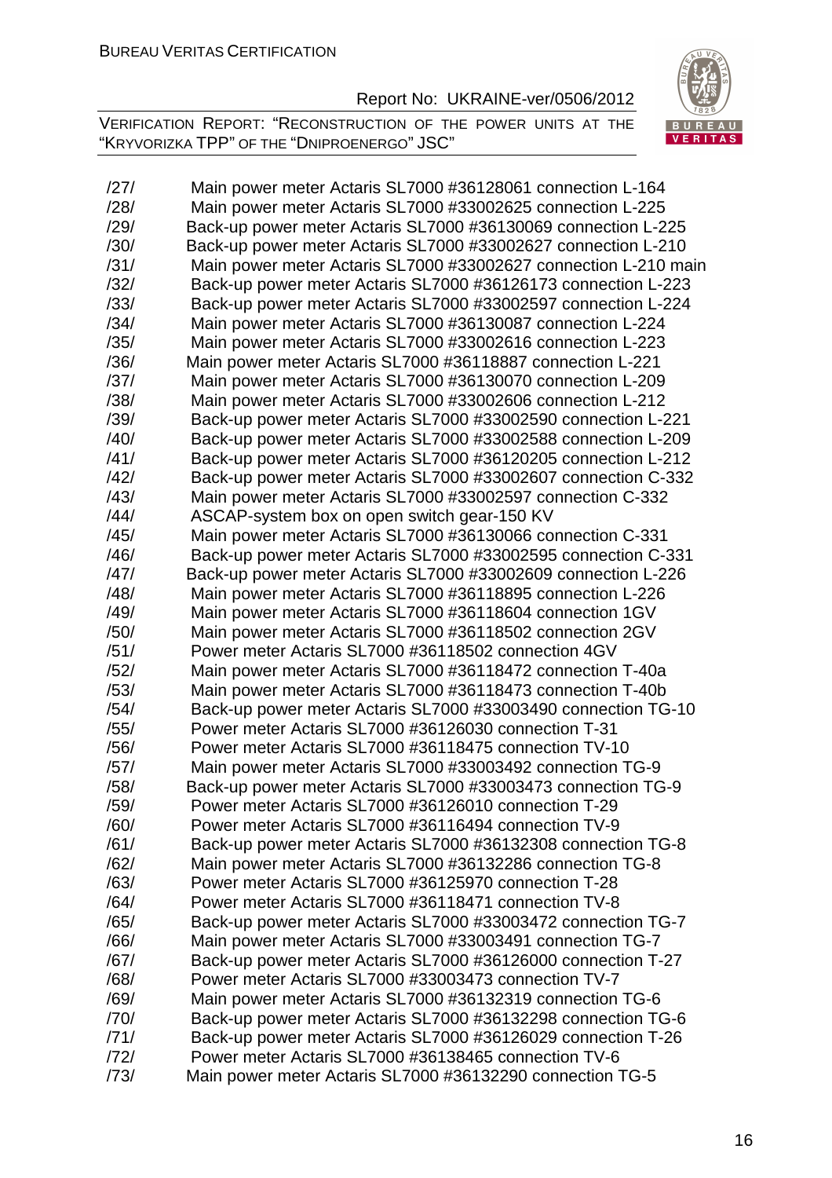/27/ Main power meter Actaris SL7000 #36128061 connection L-164
/28/ Main power meter Actaris SL7000 #33002625 connection L-225
/29/ Back-up power meter Actaris SL7000 #36130069 connection L-225
/30/ Back-up power meter Actaris SL7000 #33002627 connection L-210
/31/ Main power meter Actaris SL7000 #33002627 connection L-210 main
/32/ Back-up power meter Actaris SL7000 #36126173 connection L-223
/33/ Back-up power meter Actaris SL7000 #33002597 connection L-224
/34/ Main power meter Actaris SL7000 #36130087 connection L-224
/35/ Main power meter Actaris SL7000 #33002616 connection L-223
/36/ Main power meter Actaris SL7000 #36118887 connection L-221
/37/ Main power meter Actaris SL7000 #36130070 connection L-209
/38/ Main power meter Actaris SL7000 #33002606 connection L-212
/39/ Back-up power meter Actaris SL7000 #33002590 connection L-221
/40/ Back-up power meter Actaris SL7000 #33002588 connection L-209
/41/ Back-up power meter Actaris SL7000 #36120205 connection L-212
/42/ Back-up power meter Actaris SL7000 #33002607 connection C-332
/43/ Main power meter Actaris SL7000 #33002597 connection C-332
/44/ ASCAP-system box on open switch gear-150 KV
/45/ Main power meter Actaris SL7000 #36130066 connection C-331
/46/ Back-up power meter Actaris SL7000 #33002595 connection C-331
/47/ Back-up power meter Actaris SL7000 #33002609 connection L-226
/48/ Main power meter Actaris SL7000 #36118895 connection L-226
/49/ Main power meter Actaris SL7000 #36118604 connection 1GV
/50/ Main power meter Actaris SL7000 #36118502 connection 2GV
/51/ Power meter Actaris SL7000 #36118502 connection 4GV
/52/ Main power meter Actaris SL7000 #36118472 connection T-40a
/53/ Main power meter Actaris SL7000 #36118473 connection T-40b
/54/ Back-up power meter Actaris SL7000 #33003490 connection TG-10
/55/ Power meter Actaris SL7000 #36126030 connection T-31
/56/ Power meter Actaris SL7000 #36118475 connection TV-10
/57/ Main power meter Actaris SL7000 #33003492 connection TG-9
/58/ Back-up power meter Actaris SL7000 #33003473 connection TG-9
/59/ Power meter Actaris SL7000 #36126010 connection T-29
/60/ Power meter Actaris SL7000 #36116494 connection TV-9
/61/ Back-up power meter Actaris SL7000 #36132308 connection TG-8
/62/ Main power meter Actaris SL7000 #36132286 connection TG-8
/63/ Power meter Actaris SL7000 #36125970 connection T-28
/64/ Power meter Actaris SL7000 #36118471 connection TV-8
/65/ Back-up power meter Actaris SL7000 #33003472 connection TG-7
/66/ Main power meter Actaris SL7000 #33003491 connection TG-7
/67/ Back-up power meter Actaris SL7000 #36126000 connection T-27
/68/ Power meter Actaris SL7000 #33003473 connection TV-7
/69/ Main power meter Actaris SL7000 #36132319 connection TG-6
/70/ Back-up power meter Actaris SL7000 #36132298 connection TG-6
/71/ Back-up power meter Actaris SL7000 #36126029 connection T-26
/72/ Power meter Actaris SL7000 #36138465 connection TV-6
/73/ Main power meter Actaris SL7000 #36132290 connection TG-5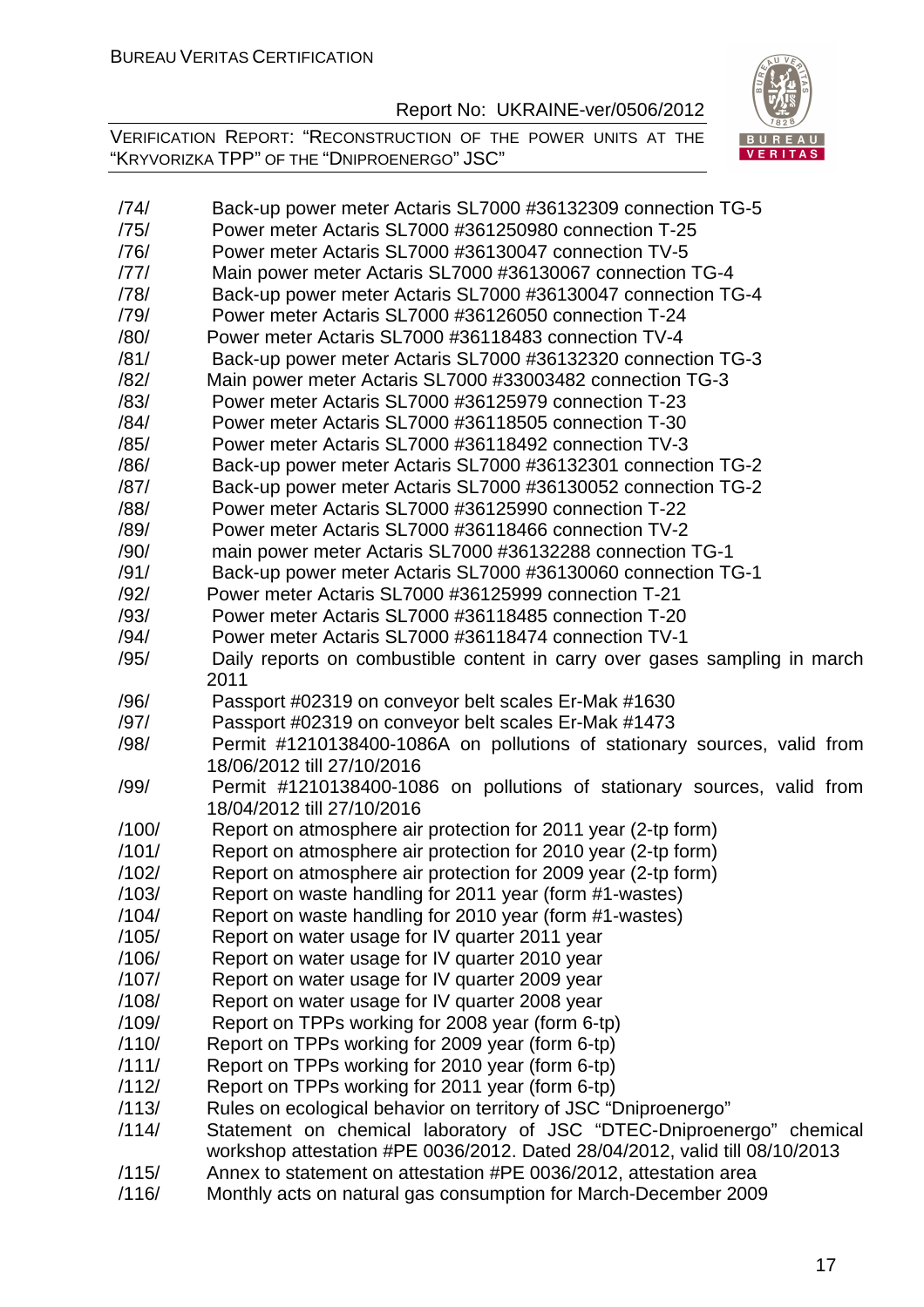/74/ Back-up power meter Actaris SL7000 #36132309 connection TG-5
/75/ Power meter Actaris SL7000 #361250980 connection T-25
/76/ Power meter Actaris SL7000 #36130047 connection TV-5
/77/ Main power meter Actaris SL7000 #36130067 connection TG-4
/78/ Back-up power meter Actaris SL7000 #36130047 connection TG-4
/79/ Power meter Actaris SL7000 #36126050 connection T-24
/80/ Power meter Actaris SL7000 #36118483 connection TV-4
/81/ Back-up power meter Actaris SL7000 #36132320 connection TG-3
/82/ Main power meter Actaris SL7000 #33003482 connection TG-3
/83/ Power meter Actaris SL7000 #36125979 connection T-23
/84/ Power meter Actaris SL7000 #36118505 connection T-30
/85/ Power meter Actaris SL7000 #36118492 connection TV-3
/86/ Back-up power meter Actaris SL7000 #36132301 connection TG-2
/87/ Back-up power meter Actaris SL7000 #36130052 connection TG-2
/88/ Power meter Actaris SL7000 #36125990 connection T-22
/89/ Power meter Actaris SL7000 #36118466 connection TV-2
/90/ main power meter Actaris SL7000 #36132288 connection TG-1
/91/ Back-up power meter Actaris SL7000 #36130060 connection TG-1
/92/ Power meter Actaris SL7000 #36125999 connection T-21
/93/ Power meter Actaris SL7000 #36118485 connection T-20
/94/ Power meter Actaris SL7000 #36118474 connection TV-1
/95/ Daily reports on combustible content in carry over gases sampling in march 2011
/96/ Passport #02319 on conveyor belt scales Er-Mak #1630
/97/ Passport #02319 on conveyor belt scales Er-Mak #1473
/98/ Permit #1210138400-1086A on pollutions of stationary sources, valid from 18/06/2012 till 27/10/2016
/99/ Permit #1210138400-1086 on pollutions of stationary sources, valid from 18/04/2012 till 27/10/2016
/100/ Report on atmosphere air protection for 2011 year (2-tp form)
/101/ Report on atmosphere air protection for 2010 year (2-tp form)
/102/ Report on atmosphere air protection for 2009 year (2-tp form)
/103/ Report on waste handling for 2011 year (form #1-wastes)
/104/ Report on waste handling for 2010 year (form #1-wastes)
/105/ Report on water usage for IV quarter 2011 year
/106/ Report on water usage for IV quarter 2010 year
/107/ Report on water usage for IV quarter 2009 year
/108/ Report on water usage for IV quarter 2008 year
/109/ Report on TPPs working for 2008 year (form 6-tp)
/110/ Report on TPPs working for 2009 year (form 6-tp)
/111/ Report on TPPs working for 2010 year (form 6-tp)
/112/ Report on TPPs working for 2011 year (form 6-tp)
/113/ Rules on ecological behavior on territory of JSC "Dniproenergo"
/114/ Statement on chemical laboratory of JSC "DTEC-Dniproenergo" chemical workshop attestation #PE 0036/2012. Dated 28/04/2012, valid till 08/10/2013
/115/ Annex to statement on attestation #PE 0036/2012, attestation area
/116/ Monthly acts on natural gas consumption for March-December 2009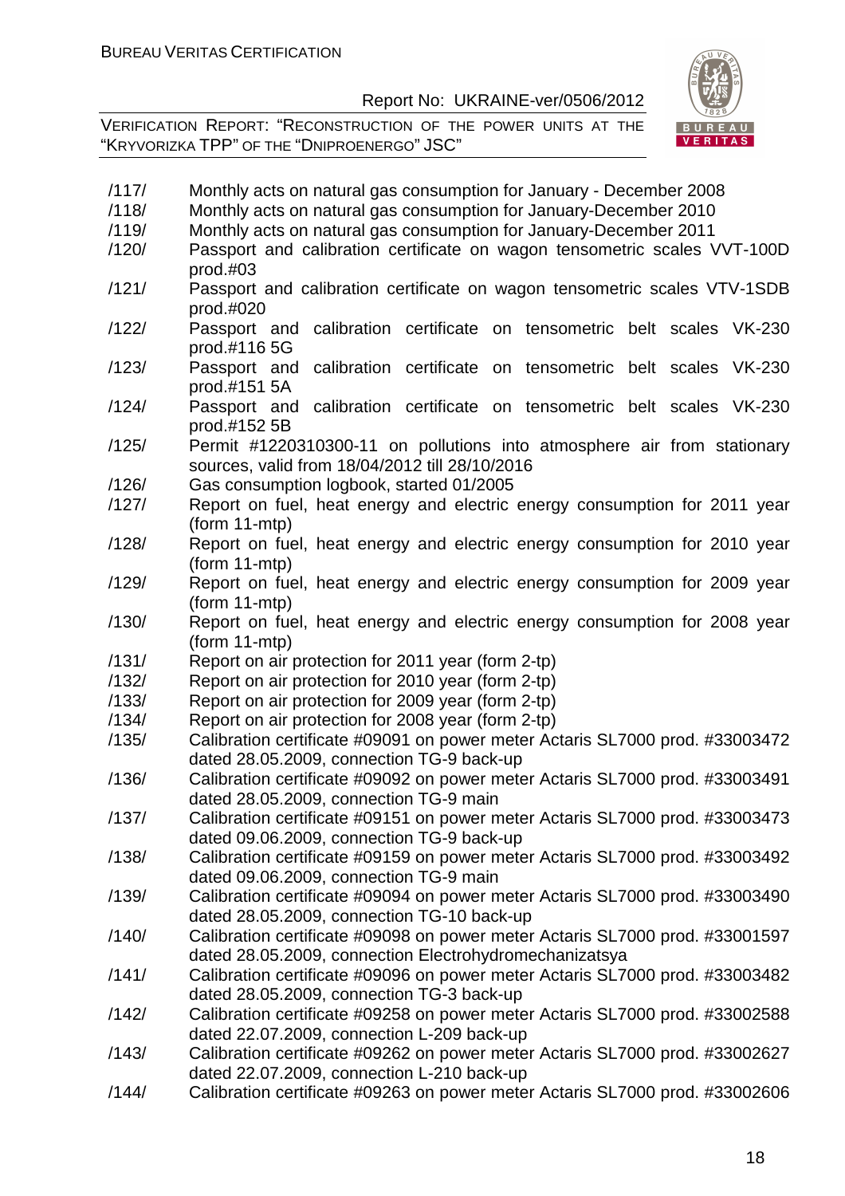/117/ Monthly acts on natural gas consumption for January - December 2008

/118/ Monthly acts on natural gas consumption for January-December 2010

/119/ Monthly acts on natural gas consumption for January-December 2011

/120/ Passport and calibration certificate on wagon tensometric scales VVT-100D prod.#03

/121/ Passport and calibration certificate on wagon tensometric scales VTV-1SDB prod.#020

/122/ Passport and calibration certificate on tensometric belt scales VK-230 prod.#116 5G

/123/ Passport and calibration certificate on tensometric belt scales VK-230 prod.#151 5A

/124/ Passport and calibration certificate on tensometric belt scales VK-230 prod.#152 5B

/125/ Permit #1220310300-11 on pollutions into atmosphere air from stationary sources, valid from 18/04/2012 till 28/10/2016

/126/ Gas consumption logbook, started 01/2005

/127/ Report on fuel, heat energy and electric energy consumption for 2011 year (form 11-mtp)

/128/ Report on fuel, heat energy and electric energy consumption for 2010 year (form 11-mtp)

/129/ Report on fuel, heat energy and electric energy consumption for 2009 year (form 11-mtp)

/130/ Report on fuel, heat energy and electric energy consumption for 2008 year (form 11-mtp)

/131/ Report on air protection for 2011 year (form 2-tp)

/132/ Report on air protection for 2010 year (form 2-tp)

/133/ Report on air protection for 2009 year (form 2-tp)

/134/ Report on air protection for 2008 year (form 2-tp)

/135/ Calibration certificate #09091 on power meter Actaris SL7000 prod. #33003472 dated 28.05.2009, connection TG-9 back-up

/136/ Calibration certificate #09092 on power meter Actaris SL7000 prod. #33003491 dated 28.05.2009, connection TG-9 main

/137/ Calibration certificate #09151 on power meter Actaris SL7000 prod. #33003473 dated 09.06.2009, connection TG-9 back-up

/138/ Calibration certificate #09159 on power meter Actaris SL7000 prod. #33003492 dated 09.06.2009, connection TG-9 main

/139/ Calibration certificate #09094 on power meter Actaris SL7000 prod. #33003490 dated 28.05.2009, connection TG-10 back-up

/140/ Calibration certificate #09098 on power meter Actaris SL7000 prod. #33001597 dated 28.05.2009, connection Electrohydromechanizatsya

/141/ Calibration certificate #09096 on power meter Actaris SL7000 prod. #33003482 dated 28.05.2009, connection TG-3 back-up

/142/ Calibration certificate #09258 on power meter Actaris SL7000 prod. #33002588 dated 22.07.2009, connection L-209 back-up

/143/ Calibration certificate #09262 on power meter Actaris SL7000 prod. #33002627 dated 22.07.2009, connection L-210 back-up

/144/ Calibration certificate #09263 on power meter Actaris SL7000 prod. #33002606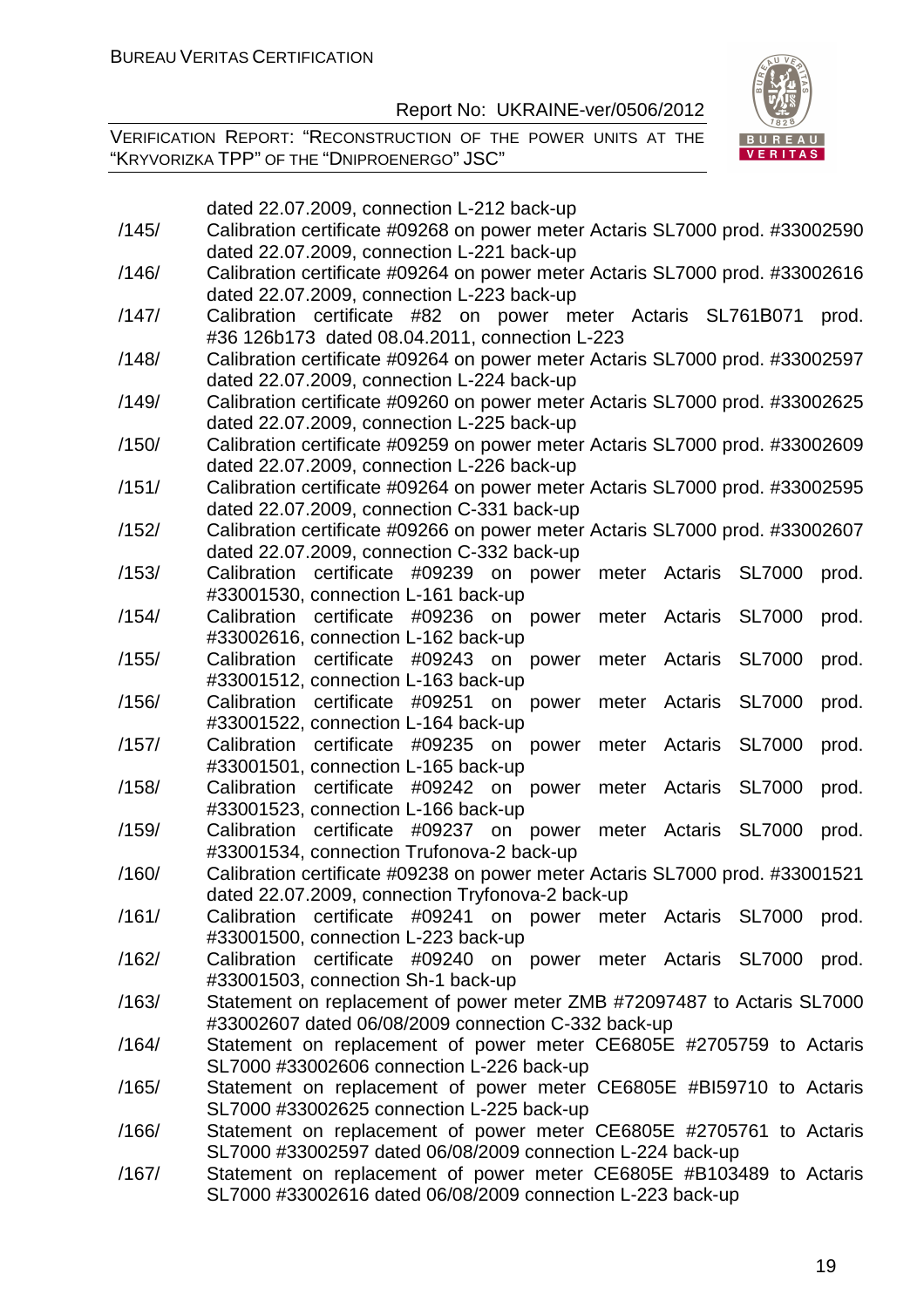dated 22.07.2009, connection L-212 back-up

/145/ Calibration certificate #09268 on power meter Actaris SL7000 prod. #33002590 dated 22.07.2009, connection L-221 back-up

/146/ Calibration certificate #09264 on power meter Actaris SL7000 prod. #33002616 dated 22.07.2009, connection L-223 back-up

/147/ Calibration certificate #82 on power meter Actaris SL761B071 prod. #36 126b173 dated 08.04.2011, connection L-223

/148/ Calibration certificate #09264 on power meter Actaris SL7000 prod. #33002597 dated 22.07.2009, connection L-224 back-up

/149/ Calibration certificate #09260 on power meter Actaris SL7000 prod. #33002625 dated 22.07.2009, connection L-225 back-up

/150/ Calibration certificate #09259 on power meter Actaris SL7000 prod. #33002609 dated 22.07.2009, connection L-226 back-up

/151/ Calibration certificate #09264 on power meter Actaris SL7000 prod. #33002595 dated 22.07.2009, connection C-331 back-up

/152/ Calibration certificate #09266 on power meter Actaris SL7000 prod. #33002607 dated 22.07.2009, connection C-332 back-up

/153/ Calibration certificate #09239 on power meter Actaris SL7000 prod. #33001530, connection L-161 back-up

/154/ Calibration certificate #09236 on power meter Actaris SL7000 prod. #33002616, connection L-162 back-up

/155/ Calibration certificate #09243 on power meter Actaris SL7000 prod. #33001512, connection L-163 back-up

/156/ Calibration certificate #09251 on power meter Actaris SL7000 prod. #33001522, connection L-164 back-up

/157/ Calibration certificate #09235 on power meter Actaris SL7000 prod. #33001501, connection L-165 back-up

/158/ Calibration certificate #09242 on power meter Actaris SL7000 prod. #33001523, connection L-166 back-up

/159/ Calibration certificate #09237 on power meter Actaris SL7000 prod. #33001534, connection Trufonova-2 back-up

/160/ Calibration certificate #09238 on power meter Actaris SL7000 prod. #33001521 dated 22.07.2009, connection Tryfonova-2 back-up

/161/ Calibration certificate #09241 on power meter Actaris SL7000 prod. #33001500, connection L-223 back-up

/162/ Calibration certificate #09240 on power meter Actaris SL7000 prod. #33001503, connection Sh-1 back-up

/163/ Statement on replacement of power meter ZMB #72097487 to Actaris SL7000 #33002607 dated 06/08/2009 connection C-332 back-up

/164/ Statement on replacement of power meter CE6805E #2705759 to Actaris SL7000 #33002606 connection L-226 back-up

/165/ Statement on replacement of power meter CE6805E #BI59710 to Actaris SL7000 #33002625 connection L-225 back-up

/166/ Statement on replacement of power meter CE6805E #2705761 to Actaris SL7000 #33002597 dated 06/08/2009 connection L-224 back-up

/167/ Statement on replacement of power meter CE6805E #B103489 to Actaris SL7000 #33002616 dated 06/08/2009 connection L-223 back-up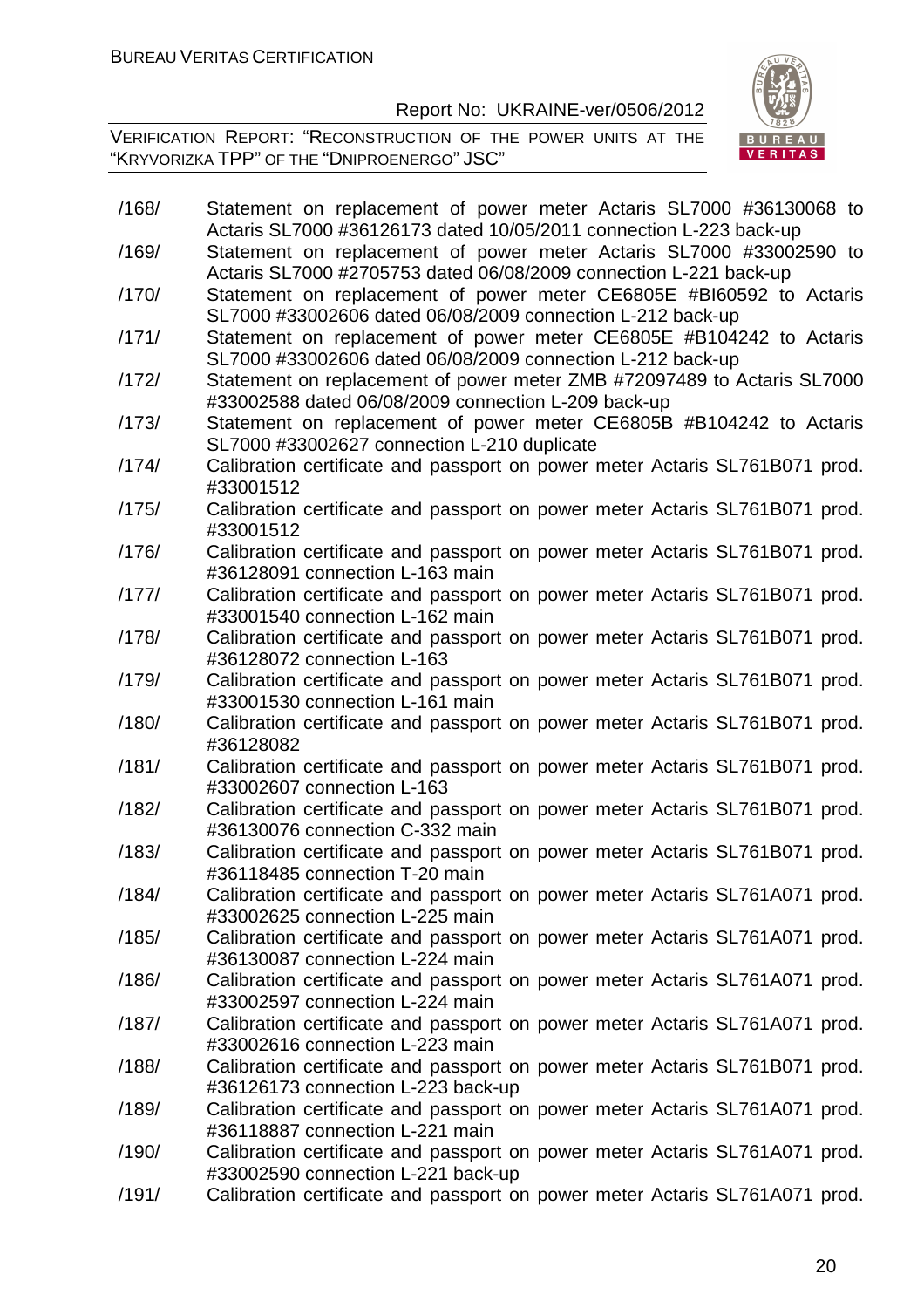/168/ Statement on replacement of power meter Actaris SL7000 #36130068 to Actaris SL7000 #36126173 dated 10/05/2011 connection L-223 back-up

/169/ Statement on replacement of power meter Actaris SL7000 #33002590 to Actaris SL7000 #2705753 dated 06/08/2009 connection L-221 back-up

/170/ Statement on replacement of power meter CE6805E #BI60592 to Actaris SL7000 #33002606 dated 06/08/2009 connection L-212 back-up

/171/ Statement on replacement of power meter CE6805E #B104242 to Actaris SL7000 #33002606 dated 06/08/2009 connection L-212 back-up

/172/ Statement on replacement of power meter ZMB #72097489 to Actaris SL7000 #33002588 dated 06/08/2009 connection L-209 back-up

/173/ Statement on replacement of power meter CE6805B #B104242 to Actaris SL7000 #33002627 connection L-210 duplicate

/174/ Calibration certificate and passport on power meter Actaris SL761B071 prod. #33001512

/175/ Calibration certificate and passport on power meter Actaris SL761B071 prod. #33001512

/176/ Calibration certificate and passport on power meter Actaris SL761B071 prod. #36128091 connection L-163 main

/177/ Calibration certificate and passport on power meter Actaris SL761B071 prod. #33001540 connection L-162 main

/178/ Calibration certificate and passport on power meter Actaris SL761B071 prod. #36128072 connection L-163

/179/ Calibration certificate and passport on power meter Actaris SL761B071 prod. #33001530 connection L-161 main

/180/ Calibration certificate and passport on power meter Actaris SL761B071 prod. #36128082

/181/ Calibration certificate and passport on power meter Actaris SL761B071 prod. #33002607 connection L-163

/182/ Calibration certificate and passport on power meter Actaris SL761B071 prod. #36130076 connection C-332 main

/183/ Calibration certificate and passport on power meter Actaris SL761B071 prod. #36118485 connection T-20 main

/184/ Calibration certificate and passport on power meter Actaris SL761A071 prod. #33002625 connection L-225 main

/185/ Calibration certificate and passport on power meter Actaris SL761A071 prod. #36130087 connection L-224 main

/186/ Calibration certificate and passport on power meter Actaris SL761A071 prod. #33002597 connection L-224 main

/187/ Calibration certificate and passport on power meter Actaris SL761A071 prod. #33002616 connection L-223 main

/188/ Calibration certificate and passport on power meter Actaris SL761B071 prod. #36126173 connection L-223 back-up

/189/ Calibration certificate and passport on power meter Actaris SL761A071 prod. #36118887 connection L-221 main

/190/ Calibration certificate and passport on power meter Actaris SL761A071 prod. #33002590 connection L-221 back-up

/191/ Calibration certificate and passport on power meter Actaris SL761A071 prod.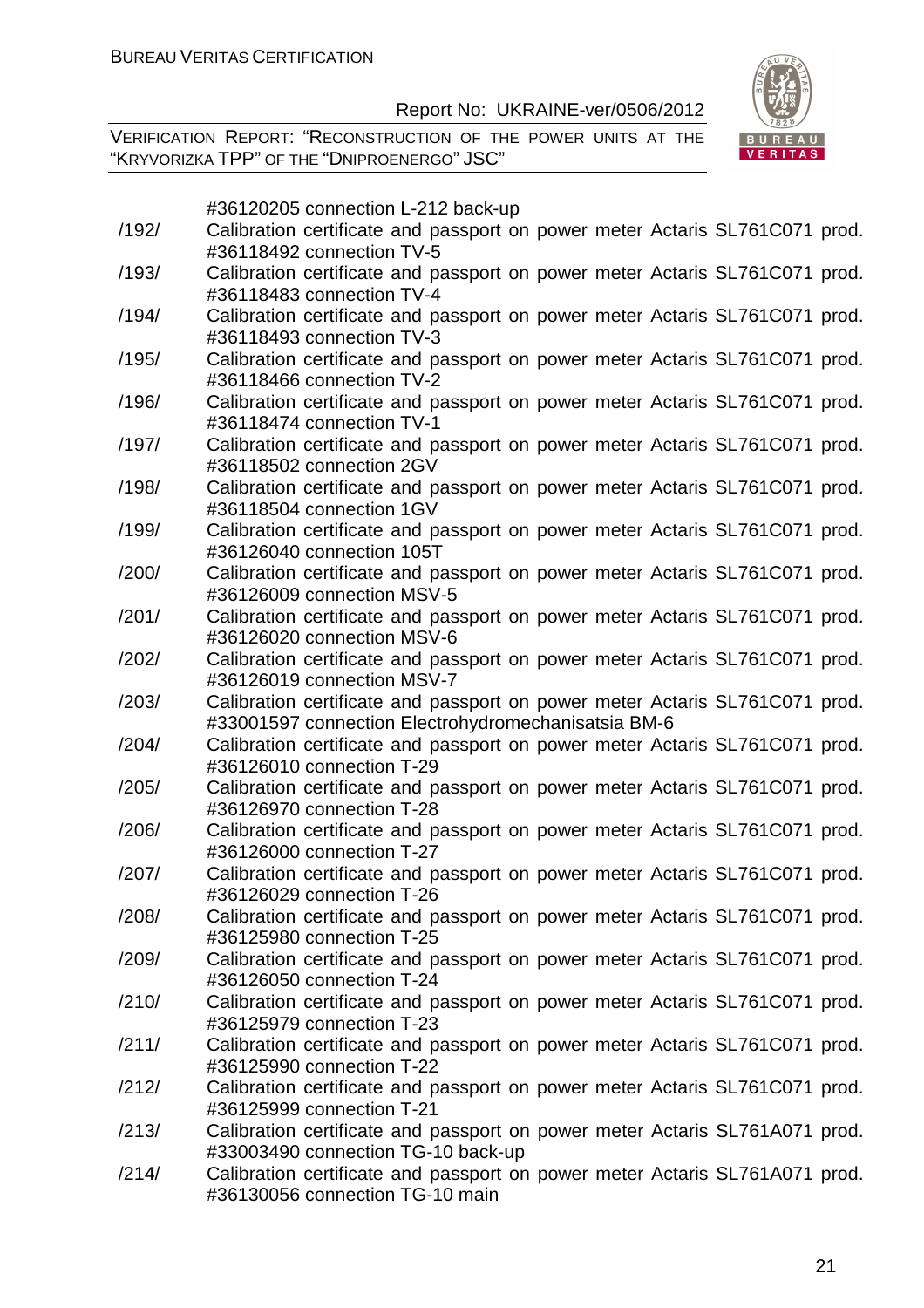#36120205 connection L-212 back-up

/192/ Calibration certificate and passport on power meter Actaris SL761C071 prod. #36118492 connection TV-5

/193/ Calibration certificate and passport on power meter Actaris SL761C071 prod. #36118483 connection TV-4

/194/ Calibration certificate and passport on power meter Actaris SL761C071 prod. #36118493 connection TV-3

/195/ Calibration certificate and passport on power meter Actaris SL761C071 prod. #36118466 connection TV-2

/196/ Calibration certificate and passport on power meter Actaris SL761C071 prod. #36118474 connection TV-1

/197/ Calibration certificate and passport on power meter Actaris SL761C071 prod. #36118502 connection 2GV

/198/ Calibration certificate and passport on power meter Actaris SL761C071 prod. #36118504 connection 1GV

/199/ Calibration certificate and passport on power meter Actaris SL761C071 prod. #36126040 connection 105T

/200/ Calibration certificate and passport on power meter Actaris SL761C071 prod. #36126009 connection MSV-5

/201/ Calibration certificate and passport on power meter Actaris SL761C071 prod. #36126020 connection MSV-6

/202/ Calibration certificate and passport on power meter Actaris SL761C071 prod. #36126019 connection MSV-7

/203/ Calibration certificate and passport on power meter Actaris SL761C071 prod. #33001597 connection Electrohydromechanisatsia BM-6

/204/ Calibration certificate and passport on power meter Actaris SL761C071 prod. #36126010 connection T-29

/205/ Calibration certificate and passport on power meter Actaris SL761C071 prod. #36126970 connection T-28

/206/ Calibration certificate and passport on power meter Actaris SL761C071 prod. #36126000 connection T-27

/207/ Calibration certificate and passport on power meter Actaris SL761C071 prod. #36126029 connection T-26

/208/ Calibration certificate and passport on power meter Actaris SL761C071 prod. #36125980 connection T-25

/209/ Calibration certificate and passport on power meter Actaris SL761C071 prod. #36126050 connection T-24

/210/ Calibration certificate and passport on power meter Actaris SL761C071 prod. #36125979 connection T-23

/211/ Calibration certificate and passport on power meter Actaris SL761C071 prod. #36125990 connection T-22

/212/ Calibration certificate and passport on power meter Actaris SL761C071 prod. #36125999 connection T-21

/213/ Calibration certificate and passport on power meter Actaris SL761A071 prod. #33003490 connection TG-10 back-up

/214/ Calibration certificate and passport on power meter Actaris SL761A071 prod. #36130056 connection TG-10 main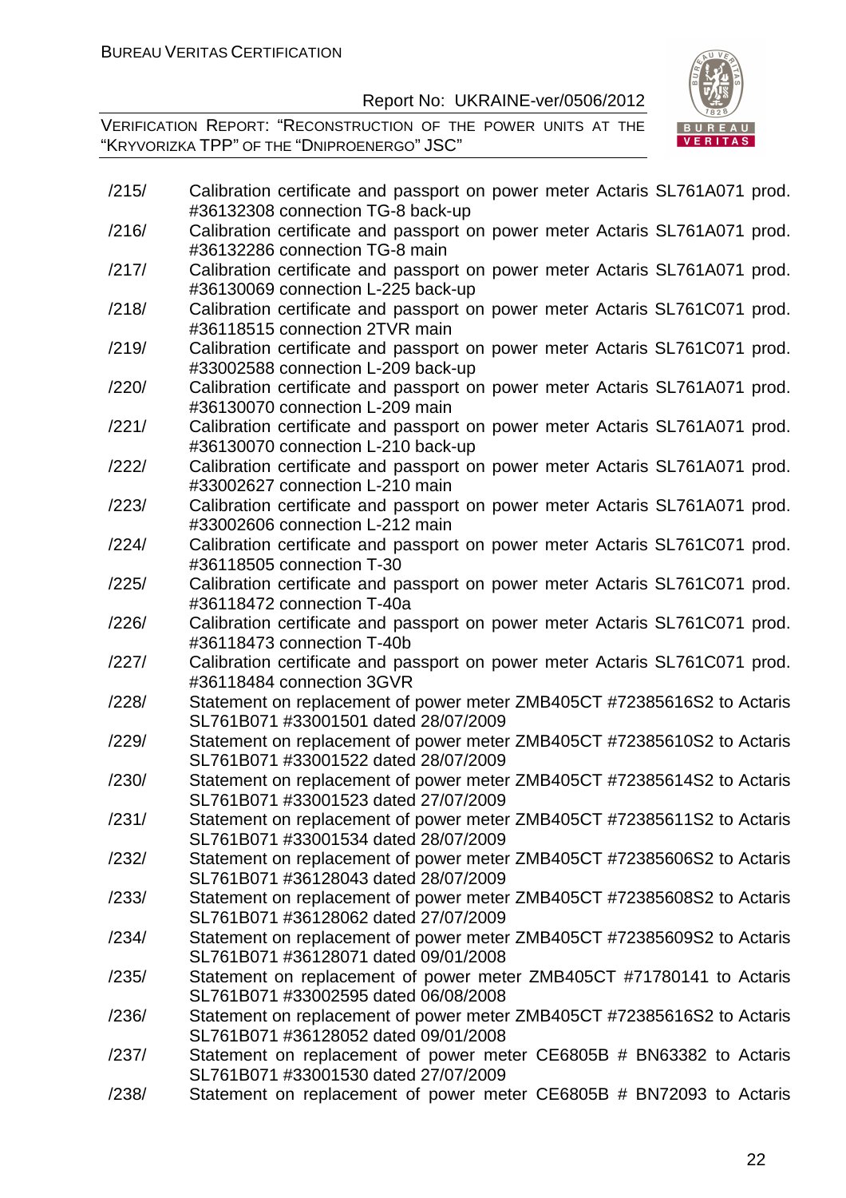/215/ Calibration certificate and passport on power meter Actaris SL761A071 prod. #36132308 connection TG-8 back-up

/216/ Calibration certificate and passport on power meter Actaris SL761A071 prod. #36132286 connection TG-8 main

/217/ Calibration certificate and passport on power meter Actaris SL761A071 prod. #36130069 connection L-225 back-up

/218/ Calibration certificate and passport on power meter Actaris SL761C071 prod. #36118515 connection 2TVR main

/219/ Calibration certificate and passport on power meter Actaris SL761C071 prod. #33002588 connection L-209 back-up

/220/ Calibration certificate and passport on power meter Actaris SL761A071 prod. #36130070 connection L-209 main

/221/ Calibration certificate and passport on power meter Actaris SL761A071 prod. #36130070 connection L-210 back-up

/222/ Calibration certificate and passport on power meter Actaris SL761A071 prod. #33002627 connection L-210 main

/223/ Calibration certificate and passport on power meter Actaris SL761A071 prod. #33002606 connection L-212 main

/224/ Calibration certificate and passport on power meter Actaris SL761C071 prod. #36118505 connection T-30

/225/ Calibration certificate and passport on power meter Actaris SL761C071 prod. #36118472 connection T-40a

/226/ Calibration certificate and passport on power meter Actaris SL761C071 prod. #36118473 connection T-40b

/227/ Calibration certificate and passport on power meter Actaris SL761C071 prod. #36118484 connection 3GVR

/228/ Statement on replacement of power meter ZMB405CT #72385616S2 to Actaris SL761B071 #33001501 dated 28/07/2009

/229/ Statement on replacement of power meter ZMB405CT #72385610S2 to Actaris SL761B071 #33001522 dated 28/07/2009

/230/ Statement on replacement of power meter ZMB405CT #72385614S2 to Actaris SL761B071 #33001523 dated 27/07/2009

/231/ Statement on replacement of power meter ZMB405CT #72385611S2 to Actaris SL761B071 #33001534 dated 28/07/2009

/232/ Statement on replacement of power meter ZMB405CT #72385606S2 to Actaris SL761B071 #36128043 dated 28/07/2009

/233/ Statement on replacement of power meter ZMB405CT #72385608S2 to Actaris SL761B071 #36128062 dated 27/07/2009

/234/ Statement on replacement of power meter ZMB405CT #72385609S2 to Actaris SL761B071 #36128071 dated 09/01/2008

/235/ Statement on replacement of power meter ZMB405CT #71780141 to Actaris SL761B071 #33002595 dated 06/08/2008

/236/ Statement on replacement of power meter ZMB405CT #72385616S2 to Actaris SL761B071 #36128052 dated 09/01/2008

/237/ Statement on replacement of power meter CE6805B # BN63382 to Actaris SL761B071 #33001530 dated 27/07/2009

/238/ Statement on replacement of power meter CE6805B # BN72093 to Actaris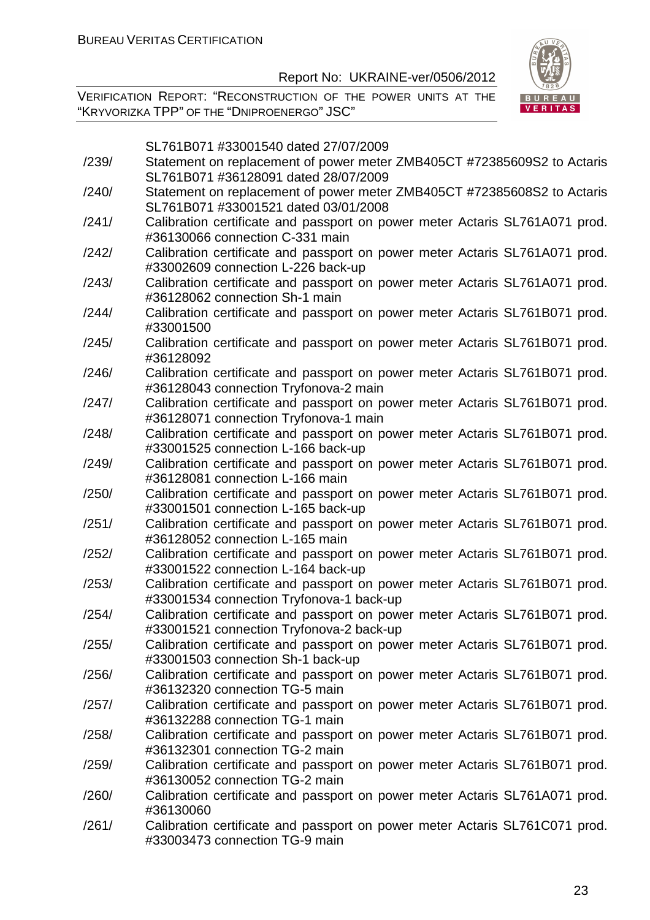SL761B071 #33001540 dated 27/07/2009

/239/ Statement on replacement of power meter ZMB405CT #72385609S2 to Actaris SL761B071 #36128091 dated 28/07/2009

/240/ Statement on replacement of power meter ZMB405CT #72385608S2 to Actaris SL761B071 #33001521 dated 03/01/2008

/241/ Calibration certificate and passport on power meter Actaris SL761A071 prod. #36130066 connection C-331 main

/242/ Calibration certificate and passport on power meter Actaris SL761A071 prod. #33002609 connection L-226 back-up

/243/ Calibration certificate and passport on power meter Actaris SL761A071 prod. #36128062 connection Sh-1 main

/244/ Calibration certificate and passport on power meter Actaris SL761B071 prod. #33001500

/245/ Calibration certificate and passport on power meter Actaris SL761B071 prod. #36128092

/246/ Calibration certificate and passport on power meter Actaris SL761B071 prod. #36128043 connection Tryfonova-2 main

/247/ Calibration certificate and passport on power meter Actaris SL761B071 prod. #36128071 connection Tryfonova-1 main

/248/ Calibration certificate and passport on power meter Actaris SL761B071 prod. #33001525 connection L-166 back-up

/249/ Calibration certificate and passport on power meter Actaris SL761B071 prod. #36128081 connection L-166 main

/250/ Calibration certificate and passport on power meter Actaris SL761B071 prod. #33001501 connection L-165 back-up

/251/ Calibration certificate and passport on power meter Actaris SL761B071 prod. #36128052 connection L-165 main

/252/ Calibration certificate and passport on power meter Actaris SL761B071 prod. #33001522 connection L-164 back-up

/253/ Calibration certificate and passport on power meter Actaris SL761B071 prod. #33001534 connection Tryfonova-1 back-up

/254/ Calibration certificate and passport on power meter Actaris SL761B071 prod. #33001521 connection Tryfonova-2 back-up

/255/ Calibration certificate and passport on power meter Actaris SL761B071 prod. #33001503 connection Sh-1 back-up

/256/ Calibration certificate and passport on power meter Actaris SL761B071 prod. #36132320 connection TG-5 main

/257/ Calibration certificate and passport on power meter Actaris SL761B071 prod. #36132288 connection TG-1 main

/258/ Calibration certificate and passport on power meter Actaris SL761B071 prod. #36132301 connection TG-2 main

/259/ Calibration certificate and passport on power meter Actaris SL761B071 prod. #36130052 connection TG-2 main

/260/ Calibration certificate and passport on power meter Actaris SL761A071 prod. #36130060

/261/ Calibration certificate and passport on power meter Actaris SL761C071 prod. #33003473 connection TG-9 main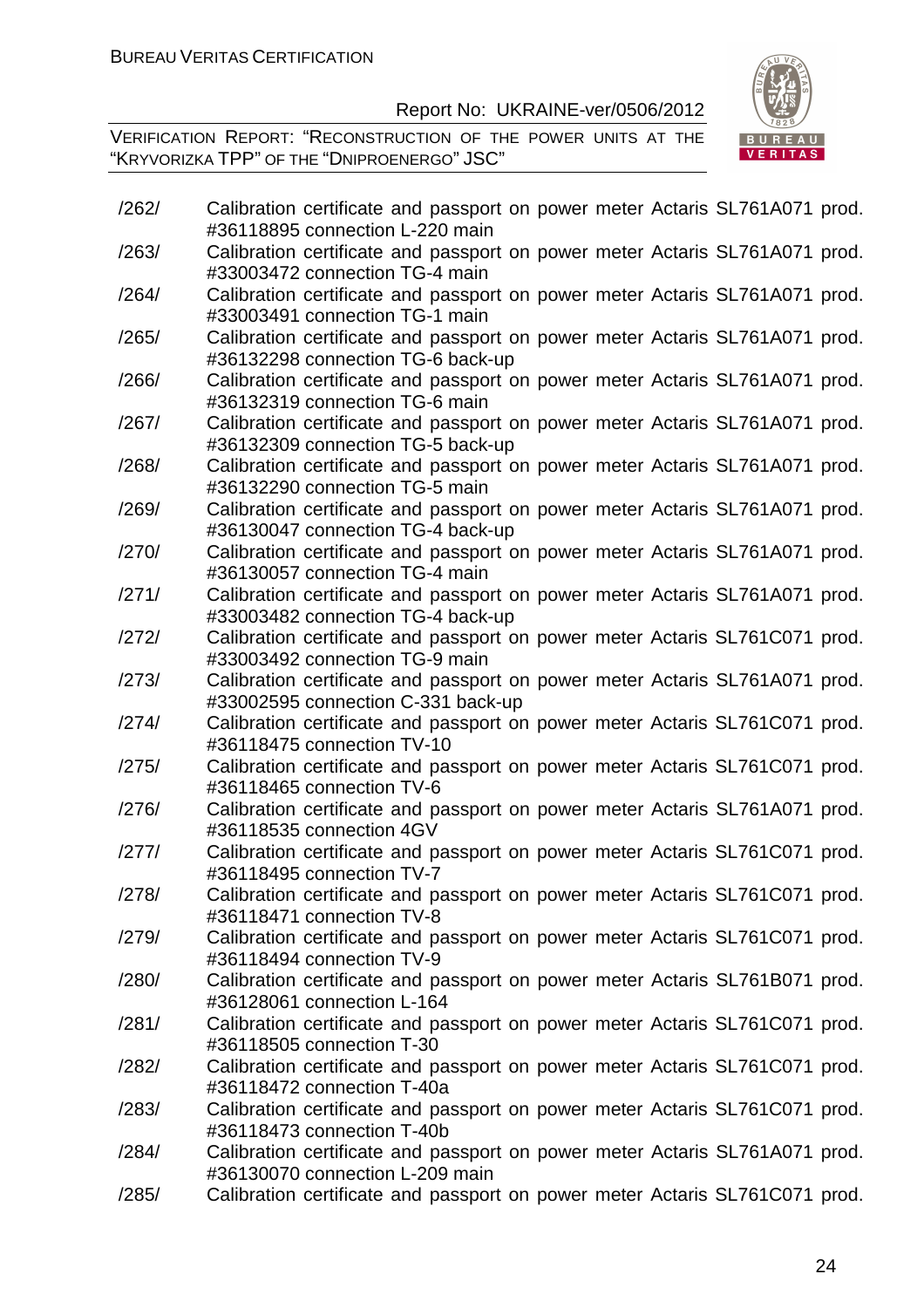| | |
|---|---|
| /262/ | Calibration certificate and passport on power meter Actaris SL761A071 prod. #36118895 connection L-220 main |
| /263/ | Calibration certificate and passport on power meter Actaris SL761A071 prod. #33003472 connection TG-4 main |
| /264/ | Calibration certificate and passport on power meter Actaris SL761A071 prod. #33003491 connection TG-1 main |
| /265/ | Calibration certificate and passport on power meter Actaris SL761A071 prod. #36132298 connection TG-6 back-up |
| /266/ | Calibration certificate and passport on power meter Actaris SL761A071 prod. #36132319 connection TG-6 main |
| /267/ | Calibration certificate and passport on power meter Actaris SL761A071 prod. #36132309 connection TG-5 back-up |
| /268/ | Calibration certificate and passport on power meter Actaris SL761A071 prod. #36132290 connection TG-5 main |
| /269/ | Calibration certificate and passport on power meter Actaris SL761A071 prod. #36130047 connection TG-4 back-up |
| /270/ | Calibration certificate and passport on power meter Actaris SL761A071 prod. #36130057 connection TG-4 main |
| /271/ | Calibration certificate and passport on power meter Actaris SL761A071 prod. #33003482 connection TG-4 back-up |
| /272/ | Calibration certificate and passport on power meter Actaris SL761C071 prod. #33003492 connection TG-9 main |
| /273/ | Calibration certificate and passport on power meter Actaris SL761A071 prod. #33002595 connection C-331 back-up |
| /274/ | Calibration certificate and passport on power meter Actaris SL761C071 prod. #36118475 connection TV-10 |
| /275/ | Calibration certificate and passport on power meter Actaris SL761C071 prod. #36118465 connection TV-6 |
| /276/ | Calibration certificate and passport on power meter Actaris SL761A071 prod. #36118535 connection 4GV |
| /277/ | Calibration certificate and passport on power meter Actaris SL761C071 prod. #36118495 connection TV-7 |
| /278/ | Calibration certificate and passport on power meter Actaris SL761C071 prod. #36118471 connection TV-8 |
| /279/ | Calibration certificate and passport on power meter Actaris SL761C071 prod. #36118494 connection TV-9 |
| /280/ | Calibration certificate and passport on power meter Actaris SL761B071 prod. #36128061 connection L-164 |
| /281/ | Calibration certificate and passport on power meter Actaris SL761C071 prod. #36118505 connection T-30 |
| /282/ | Calibration certificate and passport on power meter Actaris SL761C071 prod. #36118472 connection T-40a |
| /283/ | Calibration certificate and passport on power meter Actaris SL761C071 prod. #36118473 connection T-40b |
| /284/ | Calibration certificate and passport on power meter Actaris SL761A071 prod. #36130070 connection L-209 main |
| /285/ | Calibration certificate and passport on power meter Actaris SL761C071 prod. |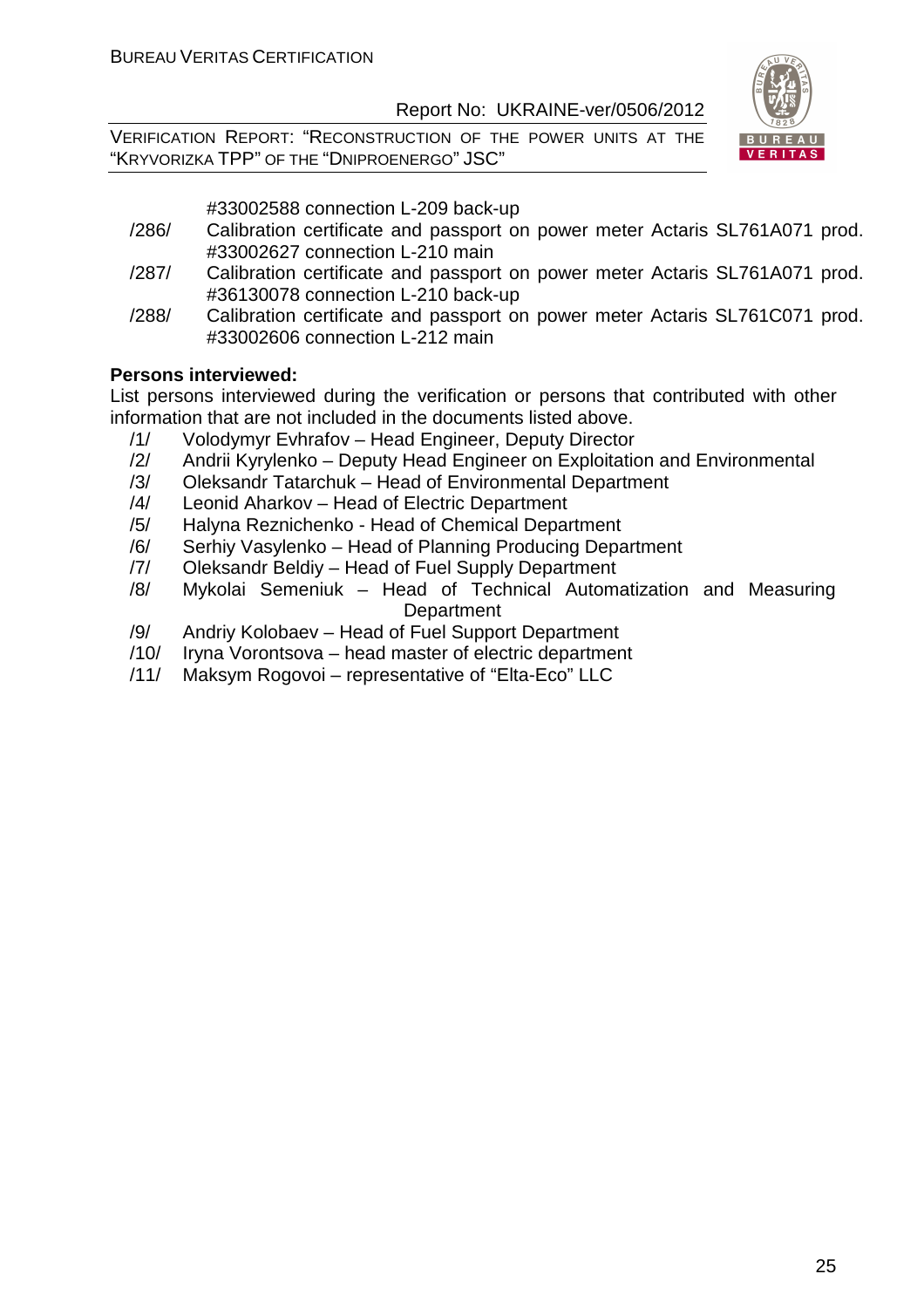#33002588 connection L-209 back-up

/286/ Calibration certificate and passport on power meter Actaris SL761A071 prod. #33002627 connection L-210 main

/287/ Calibration certificate and passport on power meter Actaris SL761A071 prod. #36130078 connection L-210 back-up

/288/ Calibration certificate and passport on power meter Actaris SL761C071 prod. #33002606 connection L-212 main

**Persons interviewed:**

List persons interviewed during the verification or persons that contributed with other information that are not included in the documents listed above.

/1/ Volodymyr Evhrafov – Head Engineer, Deputy Director

/2/ Andrii Kyrylenko – Deputy Head Engineer on Exploitation and Environmental

/3/ Oleksandr Tatarchuk – Head of Environmental Department

/4/ Leonid Aharkov – Head of Electric Department

/5/ Halyna Reznichenko - Head of Chemical Department

/6/ Serhiy Vasylenko – Head of Planning Producing Department

/7/ Oleksandr Beldiy – Head of Fuel Supply Department

/8/ Mykolai Semeniuk – Head of Technical Automatization and Measuring Department

/9/ Andriy Kolobaev – Head of Fuel Support Department

/10/ Iryna Vorontsova – head master of electric department

/11/ Maksym Rogovoi – representative of "Elta-Eco" LLC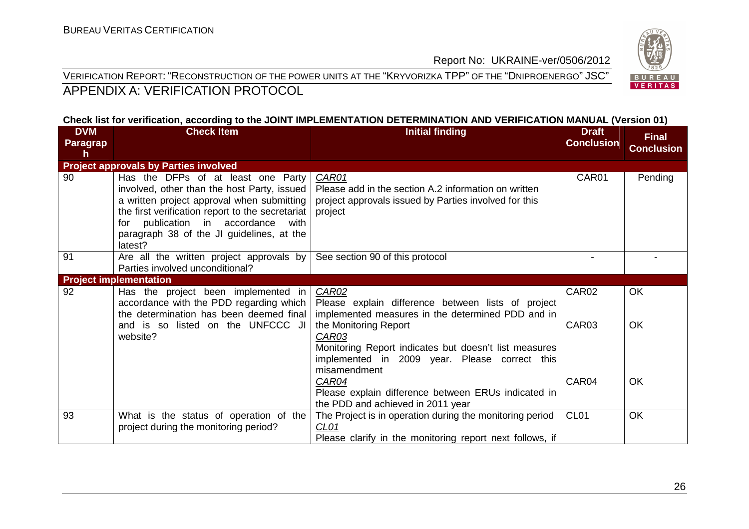VERIFICATION REPORT: "RECONSTRUCTION OF THE POWER UNITS AT THE "KRYVORIZKA TPP" OF THE "DNIPROENERGO" JSC"

APPENDIX A: VERIFICATION PROTOCOL

**Check list for verification, according to the JOINT IMPLEMENTATION DETERMINATION AND VERIFICATION MANUAL (Version 01)**

| DVM Paragraph | Check Item | Initial finding | Draft Conclusion | Final Conclusion |
|---|---|---|---|---|
| **Project approvals by Parties involved** | | | | |
| 90 | Has the DFPs of at least one Party involved, other than the host Party, issued a written project approval when submitting the first verification report to the secretariat for publication in accordance with paragraph 38 of the JI guidelines, at the latest? | *CAR01*<br>Please add in the section A.2 information on written project approvals issued by Parties involved for this project | CAR01 | Pending |
| 91 | Are all the written project approvals by Parties involved unconditional? | See section 90 of this protocol | - | - |
| **Project implementation** | | | | |
| 92 | Has the project been implemented in accordance with the PDD regarding which the determination has been deemed final and is so listed on the UNFCCC JI website? | *CAR02*<br>Please explain difference between lists of project implemented measures in the determined PDD and in the Monitoring Report<br>*CAR03*<br>Monitoring Report indicates but doesn't list measures implemented in 2009 year. Please correct this misamendment<br>*CAR04*<br>Please explain difference between ERUs indicated in the PDD and achieved in 2011 year | CAR02<br><br>CAR03<br><br>CAR04 | OK<br><br>OK<br><br>OK |
| 93 | What is the status of operation of the project during the monitoring period? | The Project is in operation during the monitoring period<br>*CL01*<br>Please clarify in the monitoring report next follows, if | CL01 | OK |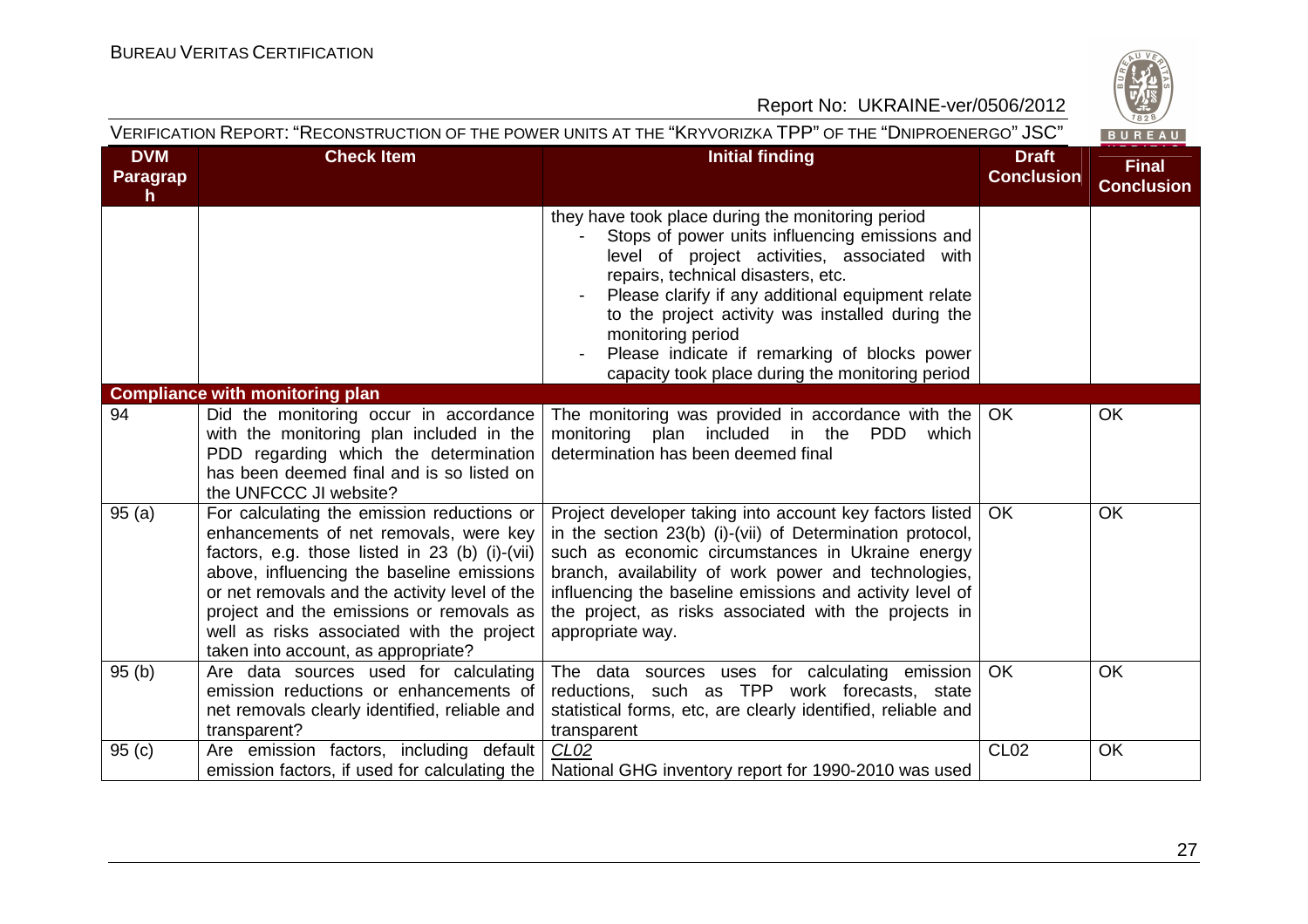VERIFICATION REPORT: "RECONSTRUCTION OF THE POWER UNITS AT THE "KRYVORIZKA TPP" OF THE "DNIPROENERGO" JSC"

| DVM Paragraph | Check Item | Initial finding | Draft Conclusion | Final Conclusion |
|---|---|---|---|---|
| | | they have took place during the monitoring period<br>- Stops of power units influencing emissions and level of project activities, associated with repairs, technical disasters, etc.<br>- Please clarify if any additional equipment relate to the project activity was installed during the monitoring period<br>- Please indicate if remarking of blocks power capacity took place during the monitoring period | | |
| **Compliance with monitoring plan** | | | | |
| 94 | Did the monitoring occur in accordance with the monitoring plan included in the PDD regarding which the determination has been deemed final and is so listed on the UNFCCC JI website? | The monitoring was provided in accordance with the monitoring plan included in the PDD which determination has been deemed final | OK | OK |
| 95 (a) | For calculating the emission reductions or enhancements of net removals, were key factors, e.g. those listed in 23 (b) (i)-(vii) above, influencing the baseline emissions or net removals and the activity level of the project and the emissions or removals as well as risks associated with the project taken into account, as appropriate? | Project developer taking into account key factors listed in the section 23(b) (i)-(vii) of Determination protocol, such as economic circumstances in Ukraine energy branch, availability of work power and technologies, influencing the baseline emissions and activity level of the project, as risks associated with the projects in appropriate way. | OK | OK |
| 95 (b) | Are data sources used for calculating emission reductions or enhancements of net removals clearly identified, reliable and transparent? | The data sources uses for calculating emission reductions, such as TPP work forecasts, state statistical forms, etc, are clearly identified, reliable and transparent | OK | OK |
| 95 (c) | Are emission factors, including default emission factors, if used for calculating the | CL02<br>National GHG inventory report for 1990-2010 was used | CL02 | OK |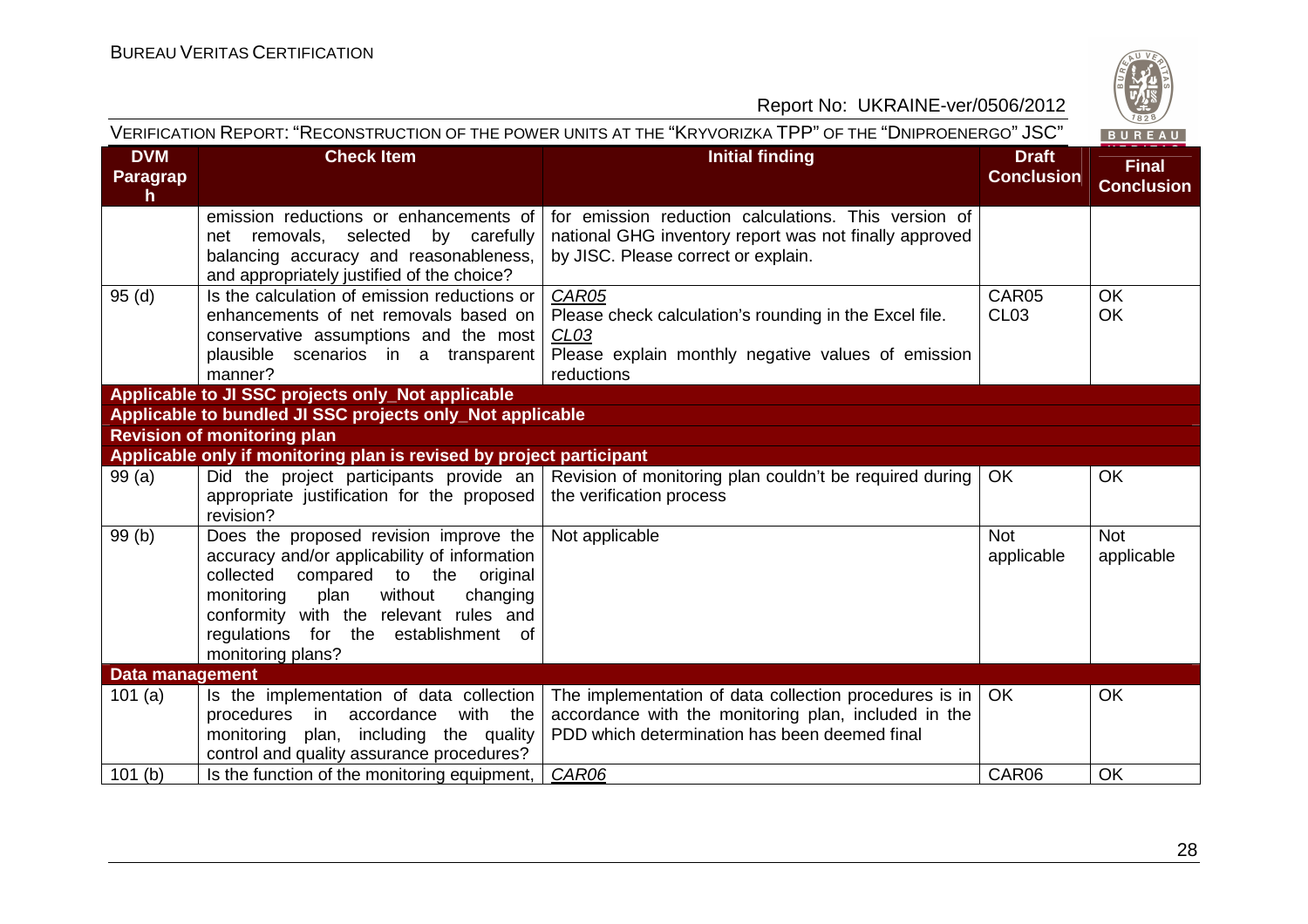| DVM Paragraph | Check Item | Initial finding | Draft Conclusion | Final Conclusion |
|---|---|---|---|---|
| | emission reductions or enhancements of net removals, selected by carefully balancing accuracy and reasonableness, and appropriately justified of the choice? | for emission reduction calculations. This version of national GHG inventory report was not finally approved by JISC. Please correct or explain. | | |
| 95 (d) | Is the calculation of emission reductions or enhancements of net removals based on conservative assumptions and the most plausible scenarios in a transparent manner? | *CAR05*<br>Please check calculation's rounding in the Excel file.<br>*CL03*<br>Please explain monthly negative values of emission reductions | CAR05<br>CL03 | OK<br>OK |
| **Applicable to JI SSC projects only_Not applicable** | | | | |
| **Applicable to bundled JI SSC projects only_Not applicable** | | | | |
| **Revision of monitoring plan** | | | | |
| **Applicable only if monitoring plan is revised by project participant** | | | | |
| 99 (a) | Did the project participants provide an appropriate justification for the proposed revision? | Revision of monitoring plan couldn't be required during the verification process | OK | OK |
| 99 (b) | Does the proposed revision improve the accuracy and/or applicability of information collected compared to the original monitoring plan without changing conformity with the relevant rules and regulations for the establishment of monitoring plans? | Not applicable | Not applicable | Not applicable |
| **Data management** | | | | |
| 101 (a) | Is the implementation of data collection procedures in accordance with the monitoring plan, including the quality control and quality assurance procedures? | The implementation of data collection procedures is in accordance with the monitoring plan, included in the PDD which determination has been deemed final | OK | OK |
| 101 (b) | Is the function of the monitoring equipment, | *CAR06* | CAR06 | OK |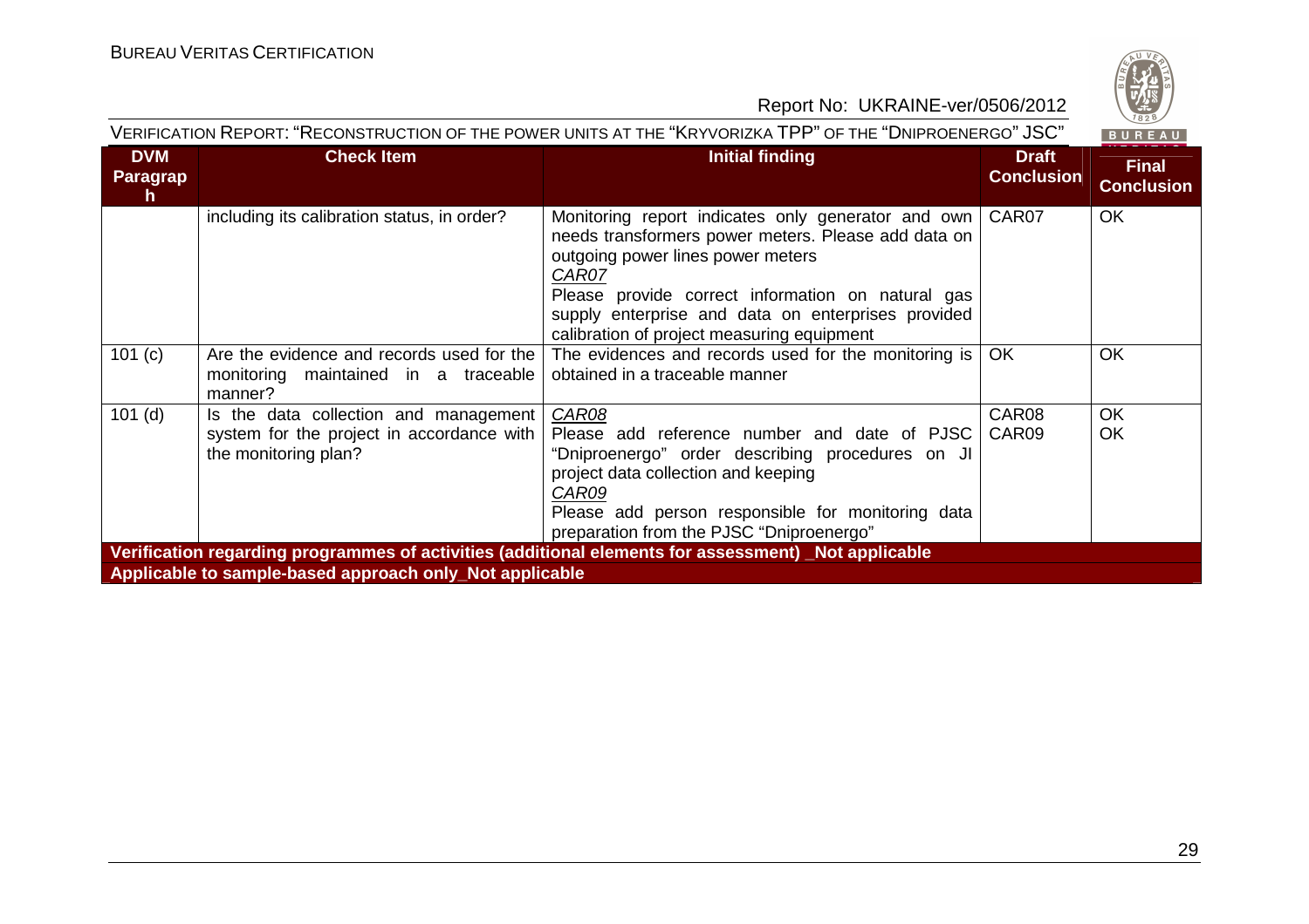| DVM Paragraph | Check Item | Initial finding | Draft Conclusion | Final Conclusion |
|---|---|---|---|---|
| | including its calibration status, in order? | Monitoring report indicates only generator and own needs transformers power meters. Please add data on outgoing power lines power meters<br>*CAR07*<br>Please provide correct information on natural gas supply enterprise and data on enterprises provided calibration of project measuring equipment | CAR07 | OK |
| 101 (c) | Are the evidence and records used for the monitoring maintained in a traceable manner? | The evidences and records used for the monitoring is obtained in a traceable manner | OK | OK |
| 101 (d) | Is the data collection and management system for the project in accordance with the monitoring plan? | *CAR08*<br>Please add reference number and date of PJSC "Dniproenergo" order describing procedures on JI project data collection and keeping<br>*CAR09*<br>Please add person responsible for monitoring data preparation from the PJSC "Dniproenergo" | CAR08<br>CAR09 | OK<br>OK |
| **Verification regarding programmes of activities (additional elements for assessment) _Not applicable** | | | | |
| **Applicable to sample-based approach only_Not applicable** | | | | |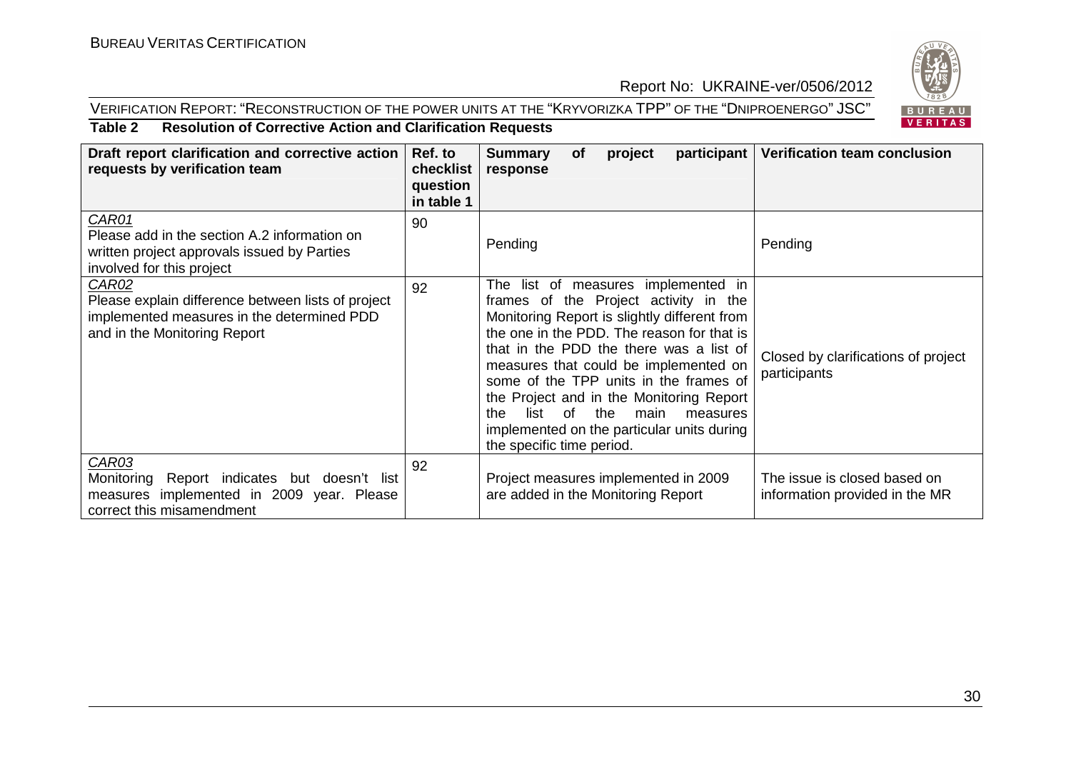VERIFICATION REPORT: "RECONSTRUCTION OF THE POWER UNITS AT THE "KRYVORIZKA TPP" OF THE "DNIPROENERGO" JSC"

**Table 2 Resolution of Corrective Action and Clarification Requests**

| Draft report clarification and corrective action requests by verification team | Ref. to checklist question in table 1 | Summary of project participant response | Verification team conclusion |
|---|---|---|---|
| *CAR01* Please add in the section A.2 information on written project approvals issued by Parties involved for this project | 90 | Pending | Pending |
| *CAR02* Please explain difference between lists of project implemented measures in the determined PDD and in the Monitoring Report | 92 | The list of measures implemented in frames of the Project activity in the Monitoring Report is slightly different from the one in the PDD. The reason for that is that in the PDD the there was a list of measures that could be implemented on some of the TPP units in the frames of the Project and in the Monitoring Report the list of the main measures implemented on the particular units during the specific time period. | Closed by clarifications of project participants |
| *CAR03* Monitoring Report indicates but doesn't list measures implemented in 2009 year. Please correct this misamendment | 92 | Project measures implemented in 2009 are added in the Monitoring Report | The issue is closed based on information provided in the MR |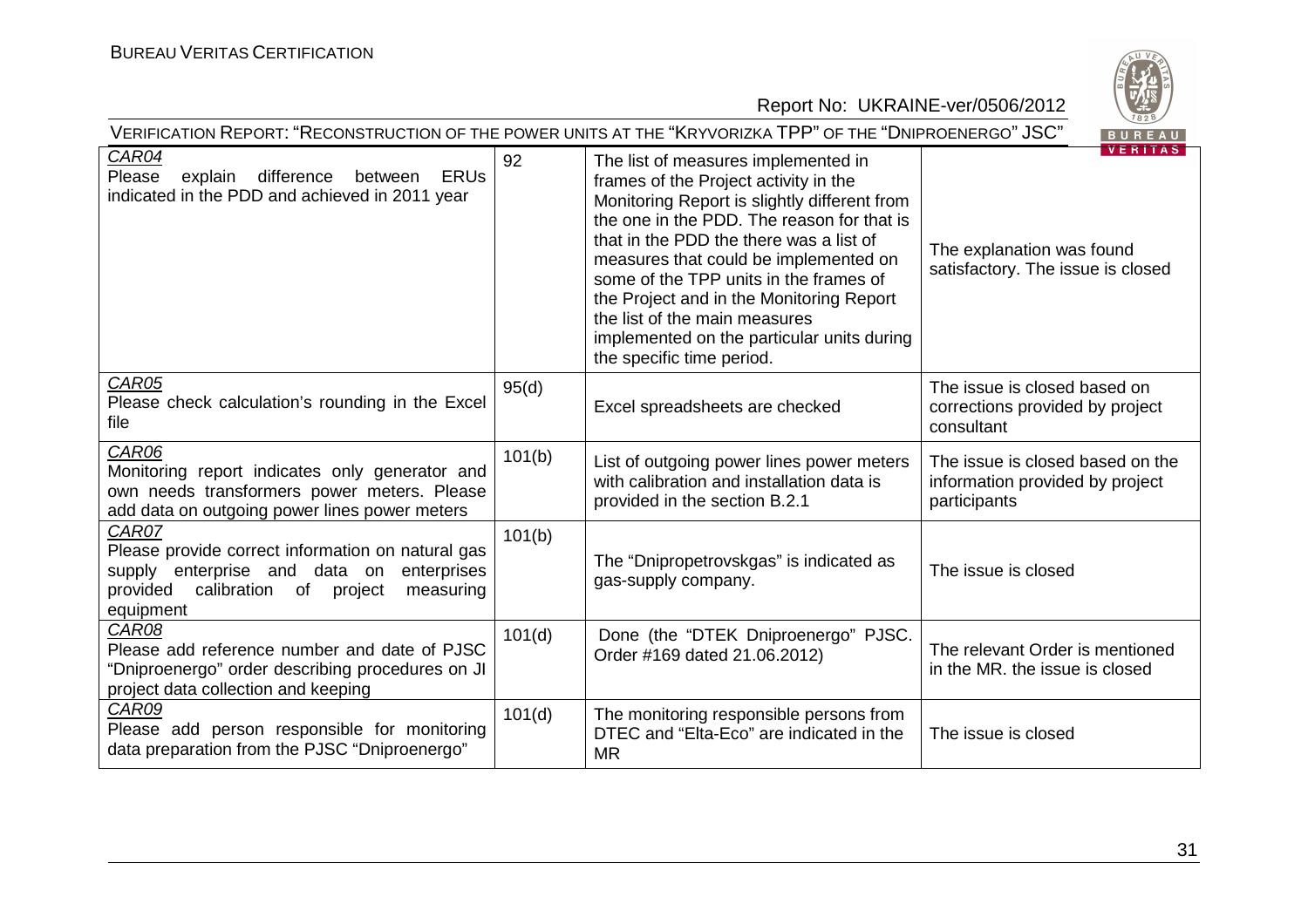| | | | |
|---|---|---|---|
| *CAR04*<br>Please explain difference between ERUs indicated in the PDD and achieved in 2011 year | 92 | The list of measures implemented in frames of the Project activity in the Monitoring Report is slightly different from the one in the PDD. The reason for that is that in the PDD the there was a list of measures that could be implemented on some of the TPP units in the frames of the Project and in the Monitoring Report the list of the main measures implemented on the particular units during the specific time period. | The explanation was found satisfactory. The issue is closed |
| *CAR05*<br>Please check calculation's rounding in the Excel file | 95(d) | Excel spreadsheets are checked | The issue is closed based on corrections provided by project consultant |
| *CAR06*<br>Monitoring report indicates only generator and own needs transformers power meters. Please add data on outgoing power lines power meters | 101(b) | List of outgoing power lines power meters with calibration and installation data is provided in the section B.2.1 | The issue is closed based on the information provided by project participants |
| *CAR07*<br>Please provide correct information on natural gas supply enterprise and data on enterprises provided calibration of project measuring equipment | 101(b) | The "Dnipropetrovskgas" is indicated as gas-supply company. | The issue is closed |
| *CAR08*<br>Please add reference number and date of PJSC "Dniproenergo" order describing procedures on JI project data collection and keeping | 101(d) | Done (the "DTEK Dniproenergo" PJSC. Order #169 dated 21.06.2012) | The relevant Order is mentioned in the MR. the issue is closed |
| *CAR09*<br>Please add person responsible for monitoring data preparation from the PJSC "Dniproenergo" | 101(d) | The monitoring responsible persons from DTEC and "Elta-Eco" are indicated in the MR | The issue is closed |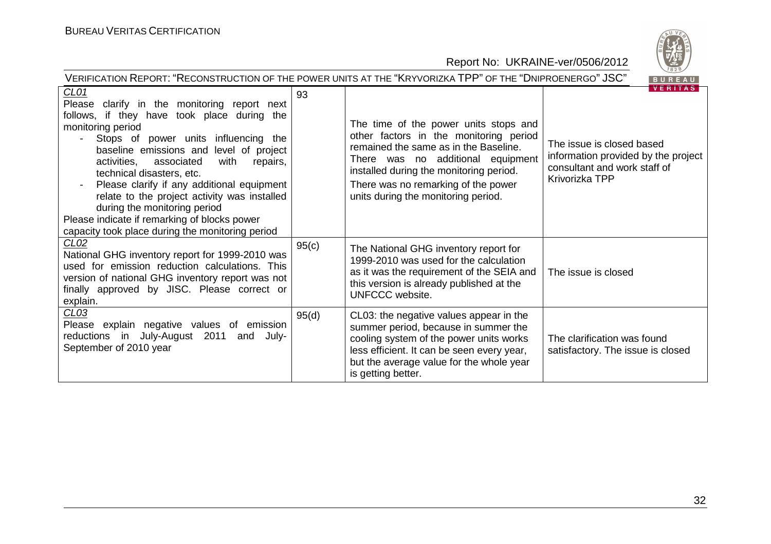| | | | |
|---|---|---|---|
| CL01<br>Please clarify in the monitoring report next follows, if they have took place during the monitoring period<br>- Stops of power units influencing the baseline emissions and level of project activities, associated with repairs, technical disasters, etc.<br>- Please clarify if any additional equipment relate to the project activity was installed during the monitoring period<br>Please indicate if remarking of blocks power capacity took place during the monitoring period | 93 | The time of the power units stops and other factors in the monitoring period remained the same as in the Baseline. There was no additional equipment installed during the monitoring period. There was no remarking of the power units during the monitoring period. | The issue is closed based information provided by the project consultant and work staff of Krivorizka TPP |
| CL02<br>National GHG inventory report for 1999-2010 was used for emission reduction calculations. This version of national GHG inventory report was not finally approved by JISC. Please correct or explain. | 95(c) | The National GHG inventory report for 1999-2010 was used for the calculation as it was the requirement of the SEIA and this version is already published at the UNFCCC website. | The issue is closed |
| CL03<br>Please explain negative values of emission reductions in July-August 2011 and July-September of 2010 year | 95(d) | CL03: the negative values appear in the summer period, because in summer the cooling system of the power units works less efficient. It can be seen every year, but the average value for the whole year is getting better. | The clarification was found satisfactory. The issue is closed |